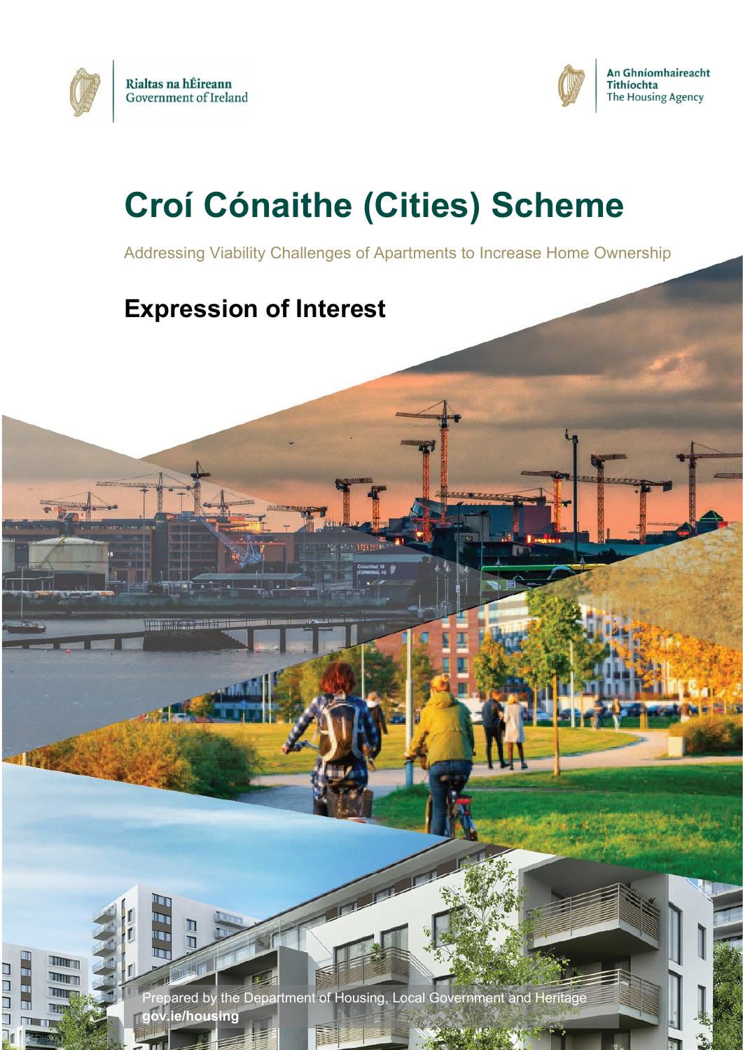Rialtas na hÉireann
Government of Ireland

An Ghníomhaireacht Tithíochta
The Housing Agency

# Croí Cónaithe (Cities) Scheme

Addressing Viability Challenges of Apartments to Increase Home Ownership

## Expression of Interest

Prepared by the Department of Housing, Local Government and Heritage
**gov.ie/housing**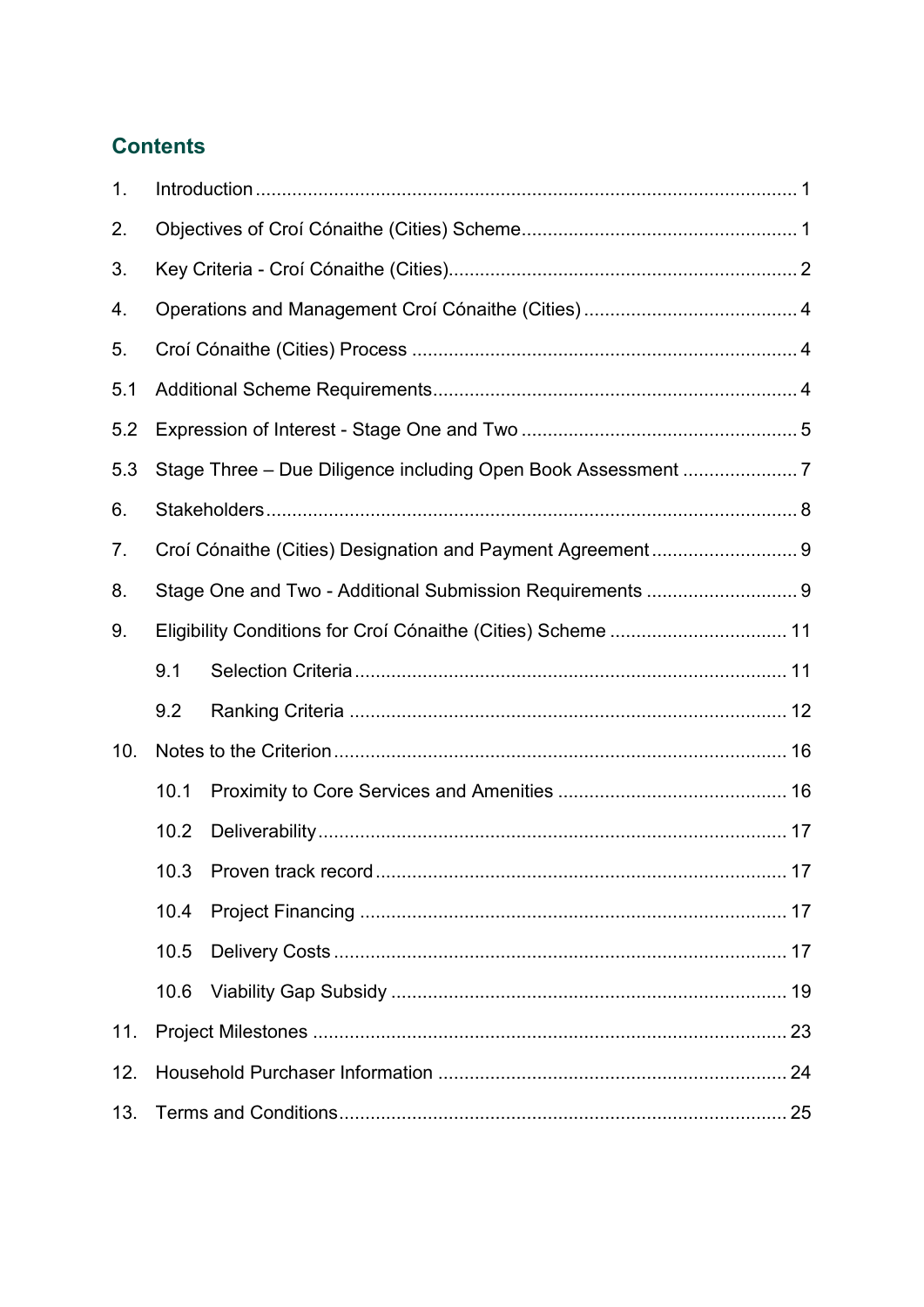## Contents

1. Introduction ........................................................................................................ 1
2. Objectives of Croí Cónaithe (Cities) Scheme .................................................... 1
3. Key Criteria - Croí Cónaithe (Cities) .................................................................. 2
4. Operations and Management Croí Cónaithe (Cities) ......................................... 4
5. Croí Cónaithe (Cities) Process .......................................................................... 4

5.1 Additional Scheme Requirements ..................................................................... 4

5.2 Expression of Interest - Stage One and Two ..................................................... 5

5.3 Stage Three – Due Diligence including Open Book Assessment ....................... 7

6. Stakeholders ...................................................................................................... 8
7. Croí Cónaithe (Cities) Designation and Payment Agreement ............................ 9
8. Stage One and Two - Additional Submission Requirements ............................. 9
9. Eligibility Conditions for Croí Cónaithe (Cities) Scheme .................................. 11
    - 9.1 Selection Criteria .................................................................................. 11
    - 9.2 Ranking Criteria .................................................................................... 12
10. Notes to the Criterion ....................................................................................... 16
    - 10.1 Proximity to Core Services and Amenities ............................................ 16
    - 10.2 Deliverability ......................................................................................... 17
    - 10.3 Proven track record .............................................................................. 17
    - 10.4 Project Financing .................................................................................. 17
    - 10.5 Delivery Costs ...................................................................................... 17
    - 10.6 Viability Gap Subsidy ........................................................................... 19
11. Project Milestones ........................................................................................... 23
12. Household Purchaser Information ................................................................... 24
13. Terms and Conditions ...................................................................................... 25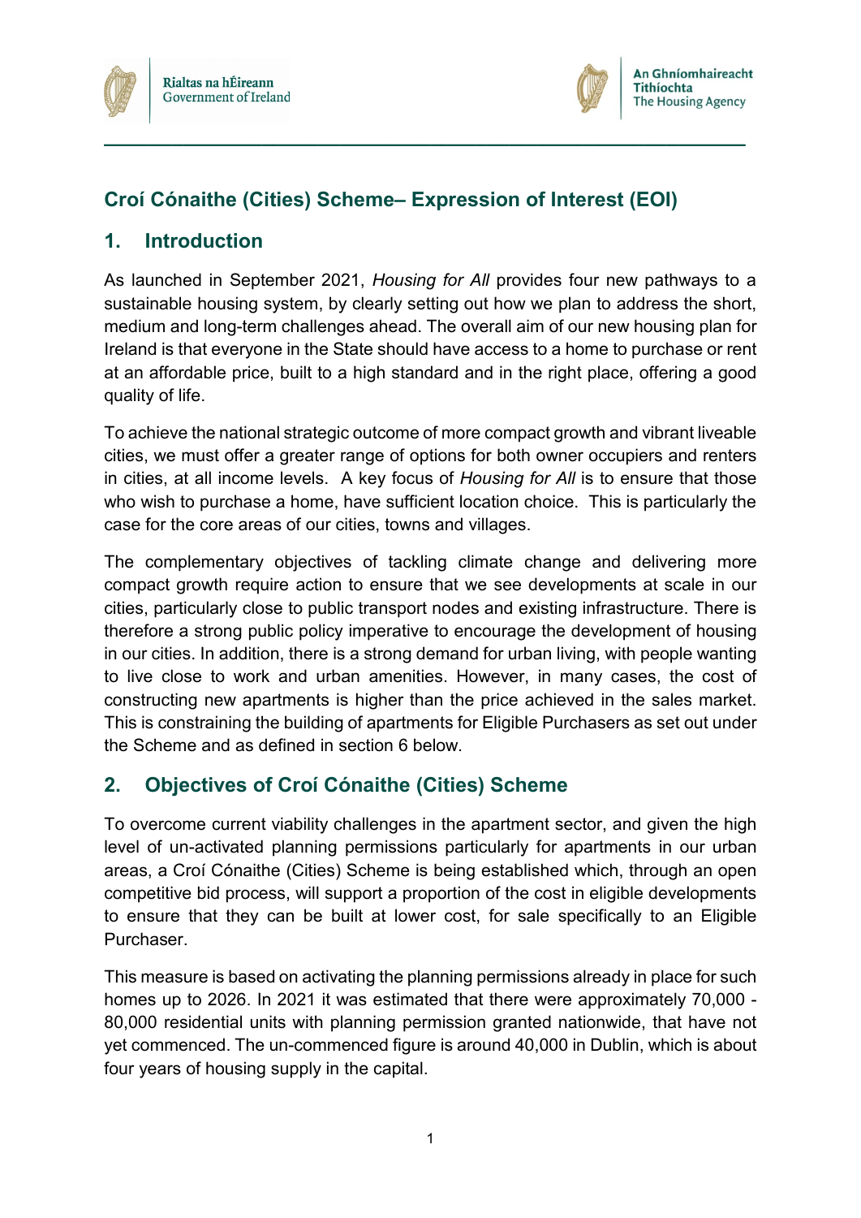# Croí Cónaithe (Cities) Scheme– Expression of Interest (EOI)

## 1. Introduction

As launched in September 2021, *Housing for All* provides four new pathways to a sustainable housing system, by clearly setting out how we plan to address the short, medium and long-term challenges ahead. The overall aim of our new housing plan for Ireland is that everyone in the State should have access to a home to purchase or rent at an affordable price, built to a high standard and in the right place, offering a good quality of life.

To achieve the national strategic outcome of more compact growth and vibrant liveable cities, we must offer a greater range of options for both owner occupiers and renters in cities, at all income levels. A key focus of *Housing for All* is to ensure that those who wish to purchase a home, have sufficient location choice. This is particularly the case for the core areas of our cities, towns and villages.

The complementary objectives of tackling climate change and delivering more compact growth require action to ensure that we see developments at scale in our cities, particularly close to public transport nodes and existing infrastructure. There is therefore a strong public policy imperative to encourage the development of housing in our cities. In addition, there is a strong demand for urban living, with people wanting to live close to work and urban amenities. However, in many cases, the cost of constructing new apartments is higher than the price achieved in the sales market. This is constraining the building of apartments for Eligible Purchasers as set out under the Scheme and as defined in section 6 below.

## 2. Objectives of Croí Cónaithe (Cities) Scheme

To overcome current viability challenges in the apartment sector, and given the high level of un-activated planning permissions particularly for apartments in our urban areas, a Croí Cónaithe (Cities) Scheme is being established which, through an open competitive bid process, will support a proportion of the cost in eligible developments to ensure that they can be built at lower cost, for sale specifically to an Eligible Purchaser.

This measure is based on activating the planning permissions already in place for such homes up to 2026. In 2021 it was estimated that there were approximately 70,000 - 80,000 residential units with planning permission granted nationwide, that have not yet commenced. The un-commenced figure is around 40,000 in Dublin, which is about four years of housing supply in the capital.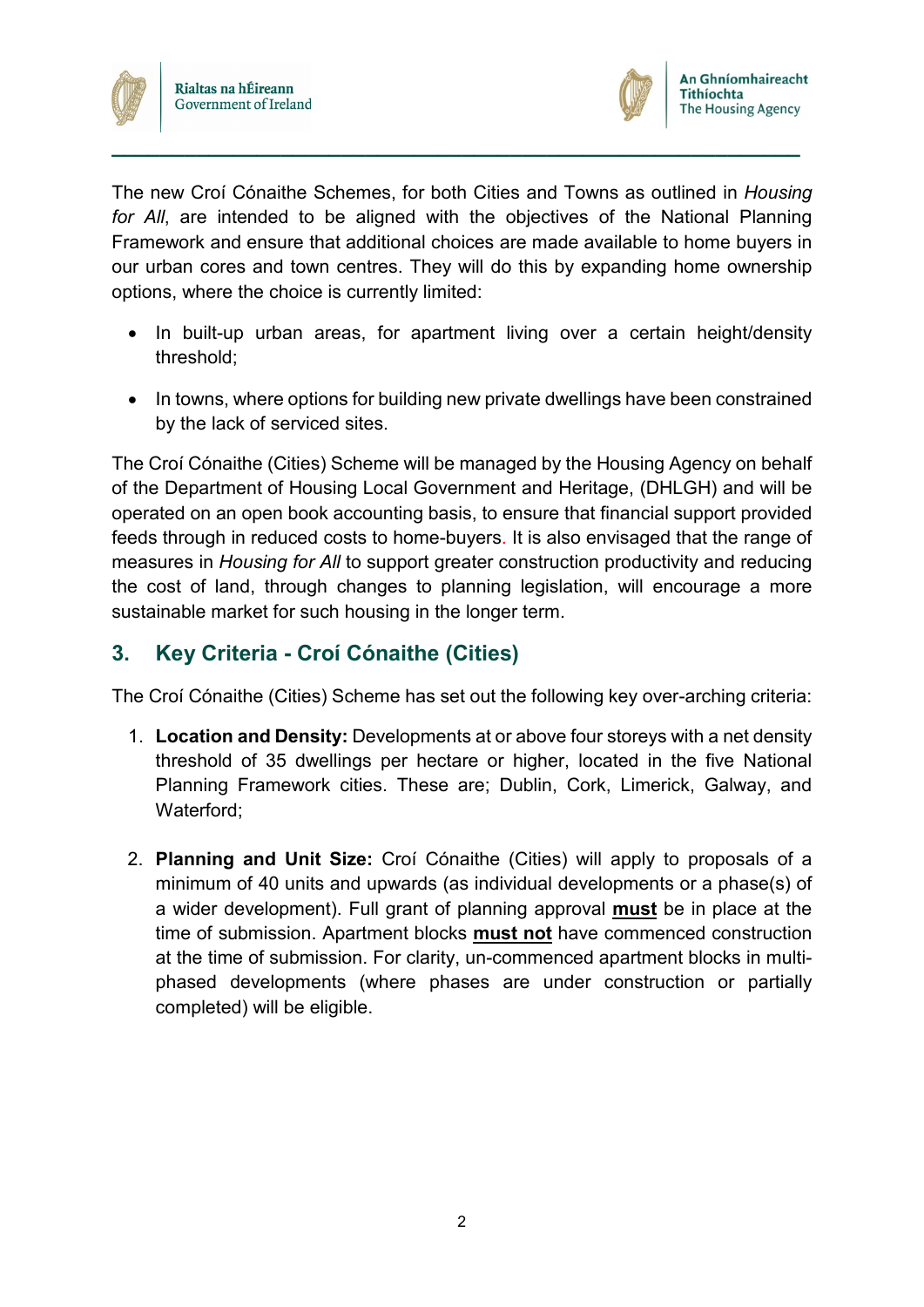The new Croí Cónaithe Schemes, for both Cities and Towns as outlined in *Housing for All*, are intended to be aligned with the objectives of the National Planning Framework and ensure that additional choices are made available to home buyers in our urban cores and town centres. They will do this by expanding home ownership options, where the choice is currently limited:

- In built-up urban areas, for apartment living over a certain height/density threshold;
- In towns, where options for building new private dwellings have been constrained by the lack of serviced sites.

The Croí Cónaithe (Cities) Scheme will be managed by the Housing Agency on behalf of the Department of Housing Local Government and Heritage, (DHLGH) and will be operated on an open book accounting basis, to ensure that financial support provided feeds through in reduced costs to home-buyers. It is also envisaged that the range of measures in *Housing for All* to support greater construction productivity and reducing the cost of land, through changes to planning legislation, will encourage a more sustainable market for such housing in the longer term.

## 3. Key Criteria - Croí Cónaithe (Cities)

The Croí Cónaithe (Cities) Scheme has set out the following key over-arching criteria:

1. **Location and Density:** Developments at or above four storeys with a net density threshold of 35 dwellings per hectare or higher, located in the five National Planning Framework cities. These are; Dublin, Cork, Limerick, Galway, and Waterford;

2. **Planning and Unit Size:** Croí Cónaithe (Cities) will apply to proposals of a minimum of 40 units and upwards (as individual developments or a phase(s) of a wider development). Full grant of planning approval **must** be in place at the time of submission. Apartment blocks **must not** have commenced construction at the time of submission. For clarity, un-commenced apartment blocks in multi-phased developments (where phases are under construction or partially completed) will be eligible.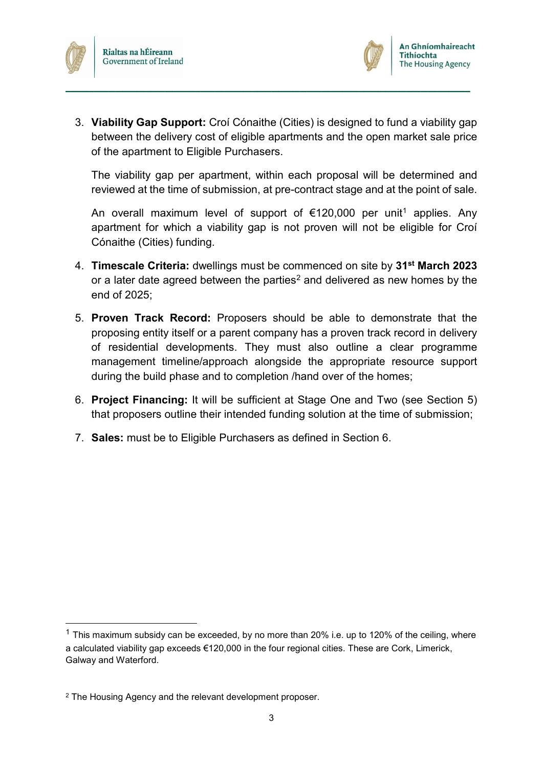3. **Viability Gap Support:** Croí Cónaithe (Cities) is designed to fund a viability gap between the delivery cost of eligible apartments and the open market sale price of the apartment to Eligible Purchasers.

   The viability gap per apartment, within each proposal will be determined and reviewed at the time of submission, at pre-contract stage and at the point of sale.

   An overall maximum level of support of €120,000 per unit[1] applies. Any apartment for which a viability gap is not proven will not be eligible for Croí Cónaithe (Cities) funding.

4. **Timescale Criteria:** dwellings must be commenced on site by **31st March 2023** or a later date agreed between the parties[2] and delivered as new homes by the end of 2025;

5. **Proven Track Record:** Proposers should be able to demonstrate that the proposing entity itself or a parent company has a proven track record in delivery of residential developments. They must also outline a clear programme management timeline/approach alongside the appropriate resource support during the build phase and to completion /hand over of the homes;

6. **Project Financing:** It will be sufficient at Stage One and Two (see Section 5) that proposers outline their intended funding solution at the time of submission;

7. **Sales:** must be to Eligible Purchasers as defined in Section 6.

---

[1] This maximum subsidy can be exceeded, by no more than 20% i.e. up to 120% of the ceiling, where a calculated viability gap exceeds €120,000 in the four regional cities. These are Cork, Limerick, Galway and Waterford.

[2] The Housing Agency and the relevant development proposer.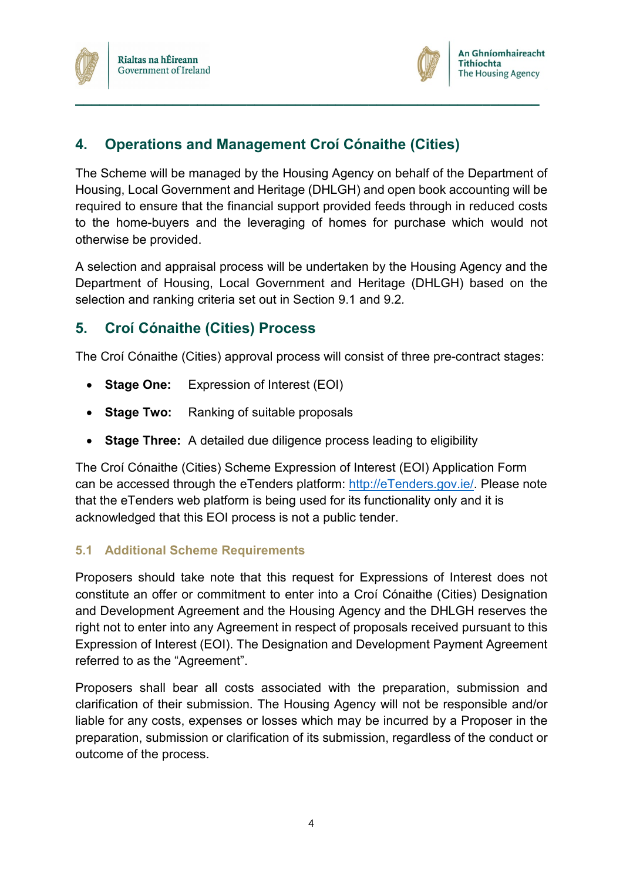## 4. Operations and Management Croí Cónaithe (Cities)

The Scheme will be managed by the Housing Agency on behalf of the Department of Housing, Local Government and Heritage (DHLGH) and open book accounting will be required to ensure that the financial support provided feeds through in reduced costs to the home-buyers and the leveraging of homes for purchase which would not otherwise be provided.

A selection and appraisal process will be undertaken by the Housing Agency and the Department of Housing, Local Government and Heritage (DHLGH) based on the selection and ranking criteria set out in Section 9.1 and 9.2.

## 5. Croí Cónaithe (Cities) Process

The Croí Cónaithe (Cities) approval process will consist of three pre-contract stages:

- **Stage One:** Expression of Interest (EOI)
- **Stage Two:** Ranking of suitable proposals
- **Stage Three:** A detailed due diligence process leading to eligibility

The Croí Cónaithe (Cities) Scheme Expression of Interest (EOI) Application Form can be accessed through the eTenders platform: http://eTenders.gov.ie/. Please note that the eTenders web platform is being used for its functionality only and it is acknowledged that this EOI process is not a public tender.

### 5.1 Additional Scheme Requirements

Proposers should take note that this request for Expressions of Interest does not constitute an offer or commitment to enter into a Croí Cónaithe (Cities) Designation and Development Agreement and the Housing Agency and the DHLGH reserves the right not to enter into any Agreement in respect of proposals received pursuant to this Expression of Interest (EOI). The Designation and Development Payment Agreement referred to as the "Agreement".

Proposers shall bear all costs associated with the preparation, submission and clarification of their submission. The Housing Agency will not be responsible and/or liable for any costs, expenses or losses which may be incurred by a Proposer in the preparation, submission or clarification of its submission, regardless of the conduct or outcome of the process.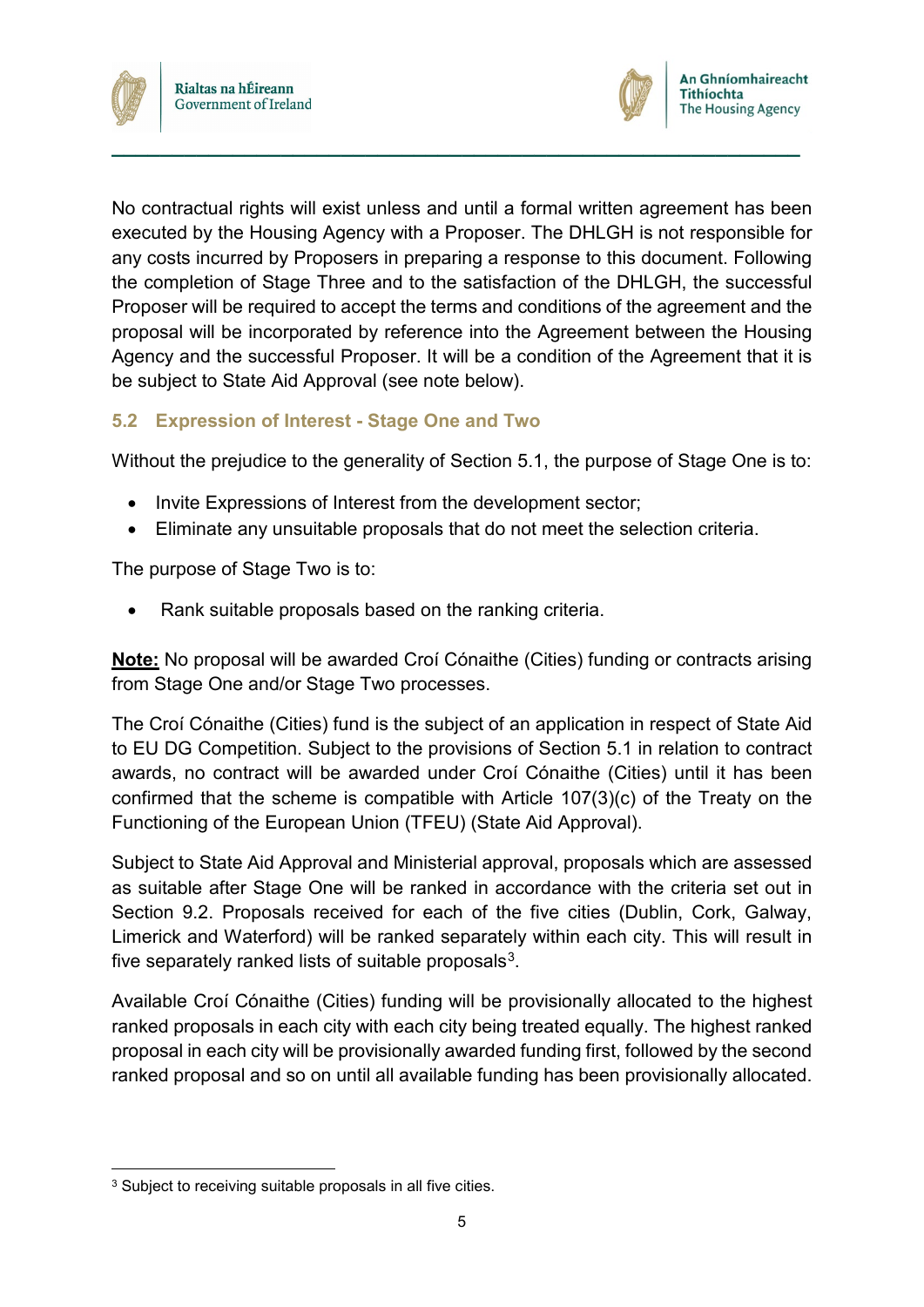No contractual rights will exist unless and until a formal written agreement has been executed by the Housing Agency with a Proposer. The DHLGH is not responsible for any costs incurred by Proposers in preparing a response to this document. Following the completion of Stage Three and to the satisfaction of the DHLGH, the successful Proposer will be required to accept the terms and conditions of the agreement and the proposal will be incorporated by reference into the Agreement between the Housing Agency and the successful Proposer. It will be a condition of the Agreement that it is be subject to State Aid Approval (see note below).

### 5.2 Expression of Interest - Stage One and Two

Without the prejudice to the generality of Section 5.1, the purpose of Stage One is to:

- Invite Expressions of Interest from the development sector;
- Eliminate any unsuitable proposals that do not meet the selection criteria.

The purpose of Stage Two is to:

- Rank suitable proposals based on the ranking criteria.

**<u>Note:</u>** No proposal will be awarded Croí Cónaithe (Cities) funding or contracts arising from Stage One and/or Stage Two processes.

The Croí Cónaithe (Cities) fund is the subject of an application in respect of State Aid to EU DG Competition. Subject to the provisions of Section 5.1 in relation to contract awards, no contract will be awarded under Croí Cónaithe (Cities) until it has been confirmed that the scheme is compatible with Article 107(3)(c) of the Treaty on the Functioning of the European Union (TFEU) (State Aid Approval).

Subject to State Aid Approval and Ministerial approval, proposals which are assessed as suitable after Stage One will be ranked in accordance with the criteria set out in Section 9.2. Proposals received for each of the five cities (Dublin, Cork, Galway, Limerick and Waterford) will be ranked separately within each city. This will result in five separately ranked lists of suitable proposals[3].

Available Croí Cónaithe (Cities) funding will be provisionally allocated to the highest ranked proposals in each city with each city being treated equally. The highest ranked proposal in each city will be provisionally awarded funding first, followed by the second ranked proposal and so on until all available funding has been provisionally allocated.

[3] Subject to receiving suitable proposals in all five cities.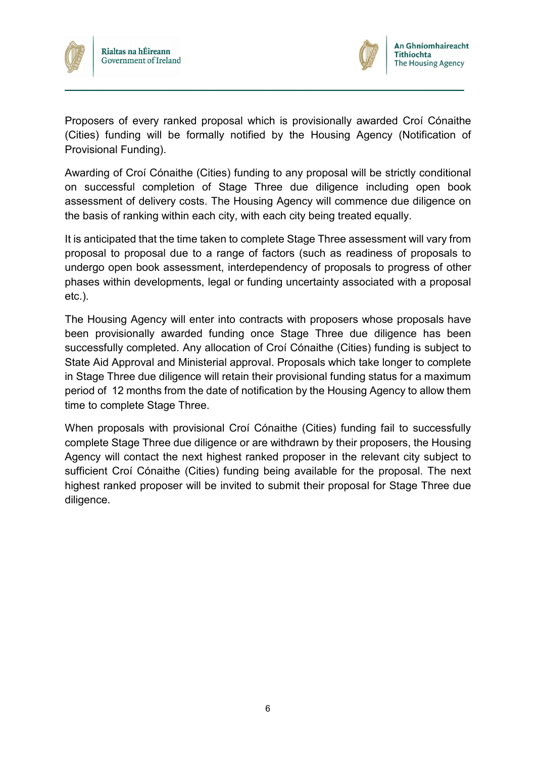Proposers of every ranked proposal which is provisionally awarded Croí Cónaithe (Cities) funding will be formally notified by the Housing Agency (Notification of Provisional Funding).

Awarding of Croí Cónaithe (Cities) funding to any proposal will be strictly conditional on successful completion of Stage Three due diligence including open book assessment of delivery costs. The Housing Agency will commence due diligence on the basis of ranking within each city, with each city being treated equally.

It is anticipated that the time taken to complete Stage Three assessment will vary from proposal to proposal due to a range of factors (such as readiness of proposals to undergo open book assessment, interdependency of proposals to progress of other phases within developments, legal or funding uncertainty associated with a proposal etc.).

The Housing Agency will enter into contracts with proposers whose proposals have been provisionally awarded funding once Stage Three due diligence has been successfully completed. Any allocation of Croí Cónaithe (Cities) funding is subject to State Aid Approval and Ministerial approval. Proposals which take longer to complete in Stage Three due diligence will retain their provisional funding status for a maximum period of 12 months from the date of notification by the Housing Agency to allow them time to complete Stage Three.

When proposals with provisional Croí Cónaithe (Cities) funding fail to successfully complete Stage Three due diligence or are withdrawn by their proposers, the Housing Agency will contact the next highest ranked proposer in the relevant city subject to sufficient Croí Cónaithe (Cities) funding being available for the proposal. The next highest ranked proposer will be invited to submit their proposal for Stage Three due diligence.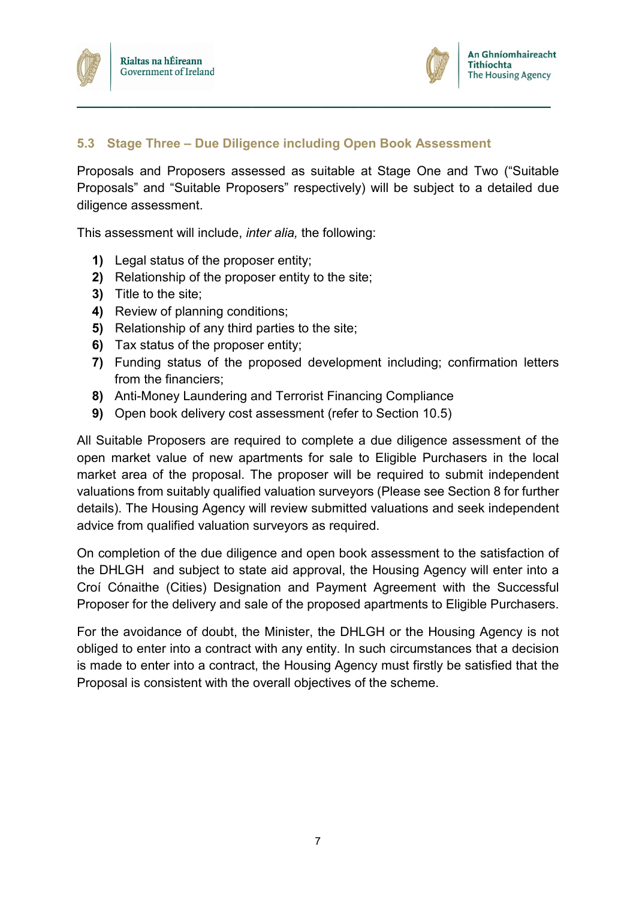## 5.3 Stage Three – Due Diligence including Open Book Assessment

Proposals and Proposers assessed as suitable at Stage One and Two ("Suitable Proposals" and "Suitable Proposers" respectively) will be subject to a detailed due diligence assessment.

This assessment will include, *inter alia,* the following:

1) Legal status of the proposer entity;
2) Relationship of the proposer entity to the site;
3) Title to the site;
4) Review of planning conditions;
5) Relationship of any third parties to the site;
6) Tax status of the proposer entity;
7) Funding status of the proposed development including; confirmation letters from the financiers;
8) Anti-Money Laundering and Terrorist Financing Compliance
9) Open book delivery cost assessment (refer to Section 10.5)

All Suitable Proposers are required to complete a due diligence assessment of the open market value of new apartments for sale to Eligible Purchasers in the local market area of the proposal. The proposer will be required to submit independent valuations from suitably qualified valuation surveyors (Please see Section 8 for further details). The Housing Agency will review submitted valuations and seek independent advice from qualified valuation surveyors as required.

On completion of the due diligence and open book assessment to the satisfaction of the DHLGH and subject to state aid approval, the Housing Agency will enter into a Croí Cónaithe (Cities) Designation and Payment Agreement with the Successful Proposer for the delivery and sale of the proposed apartments to Eligible Purchasers.

For the avoidance of doubt, the Minister, the DHLGH or the Housing Agency is not obliged to enter into a contract with any entity. In such circumstances that a decision is made to enter into a contract, the Housing Agency must firstly be satisfied that the Proposal is consistent with the overall objectives of the scheme.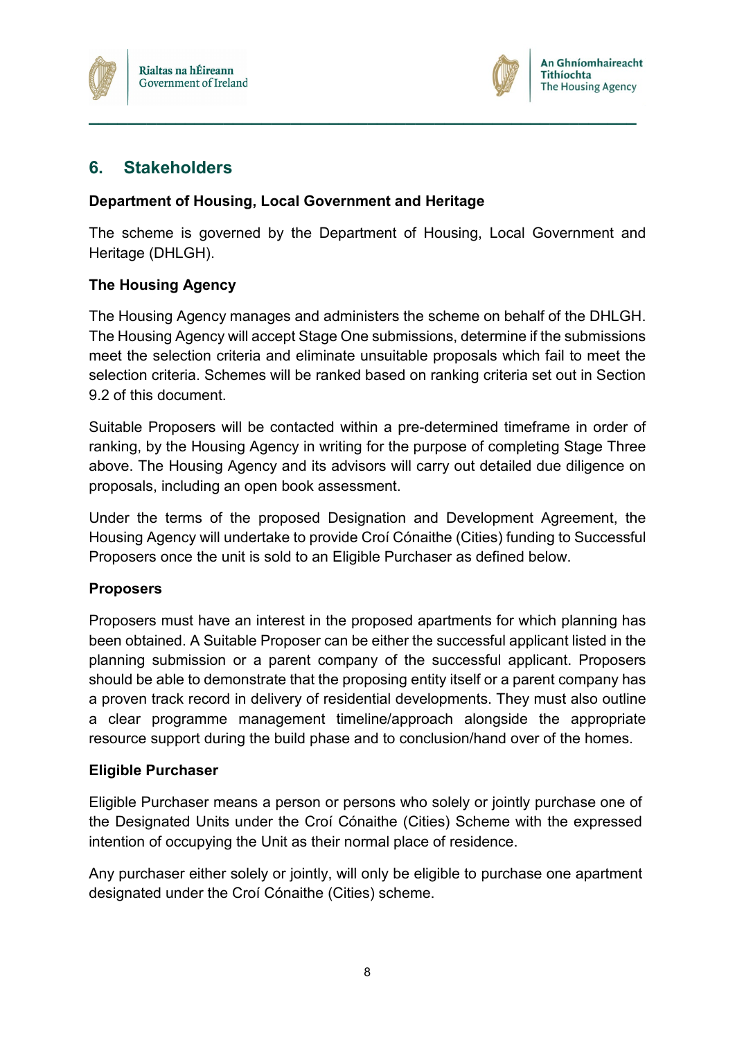## 6. Stakeholders

**Department of Housing, Local Government and Heritage**

The scheme is governed by the Department of Housing, Local Government and Heritage (DHLGH).

**The Housing Agency**

The Housing Agency manages and administers the scheme on behalf of the DHLGH. The Housing Agency will accept Stage One submissions, determine if the submissions meet the selection criteria and eliminate unsuitable proposals which fail to meet the selection criteria. Schemes will be ranked based on ranking criteria set out in Section 9.2 of this document.

Suitable Proposers will be contacted within a pre-determined timeframe in order of ranking, by the Housing Agency in writing for the purpose of completing Stage Three above. The Housing Agency and its advisors will carry out detailed due diligence on proposals, including an open book assessment.

Under the terms of the proposed Designation and Development Agreement, the Housing Agency will undertake to provide Croí Cónaithe (Cities) funding to Successful Proposers once the unit is sold to an Eligible Purchaser as defined below.

**Proposers**

Proposers must have an interest in the proposed apartments for which planning has been obtained. A Suitable Proposer can be either the successful applicant listed in the planning submission or a parent company of the successful applicant. Proposers should be able to demonstrate that the proposing entity itself or a parent company has a proven track record in delivery of residential developments. They must also outline a clear programme management timeline/approach alongside the appropriate resource support during the build phase and to conclusion/hand over of the homes.

**Eligible Purchaser**

Eligible Purchaser means a person or persons who solely or jointly purchase one of the Designated Units under the Croí Cónaithe (Cities) Scheme with the expressed intention of occupying the Unit as their normal place of residence.

Any purchaser either solely or jointly, will only be eligible to purchase one apartment designated under the Croí Cónaithe (Cities) scheme.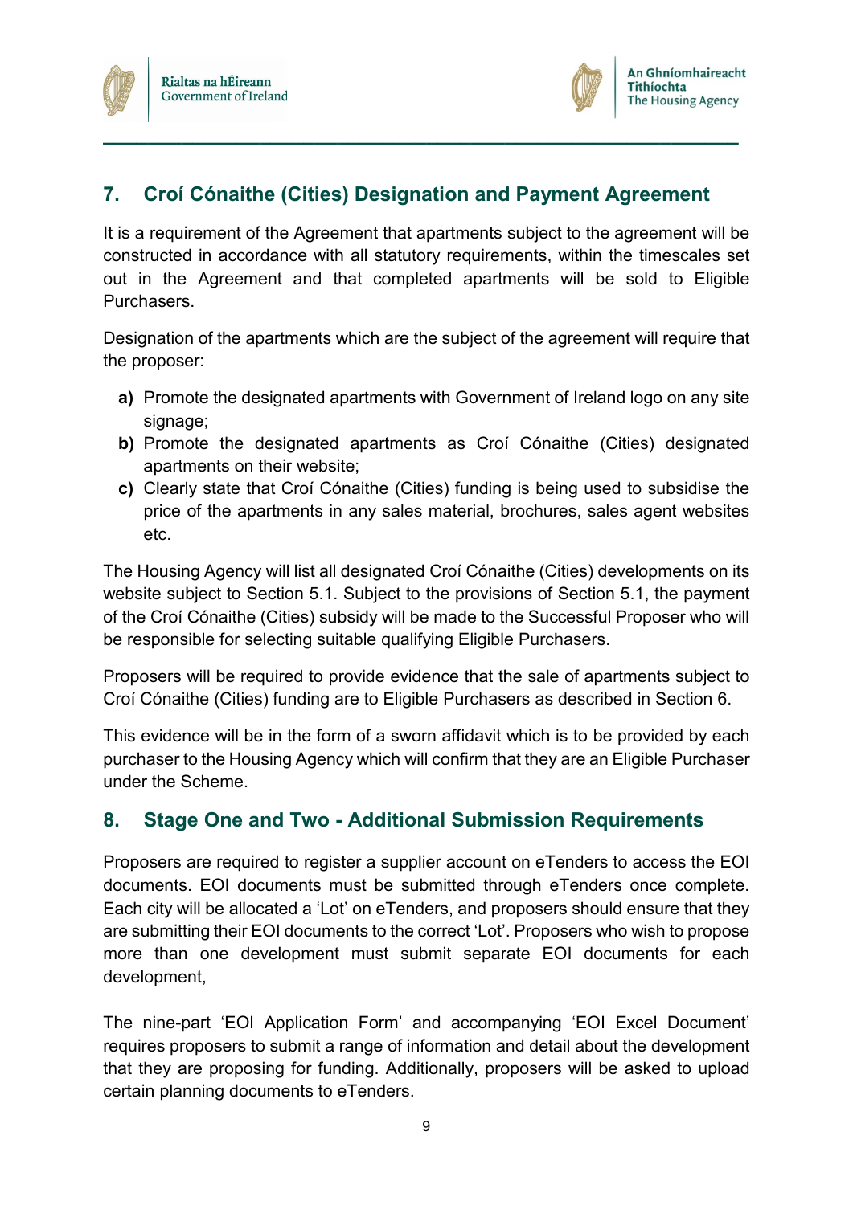## 7. Croí Cónaithe (Cities) Designation and Payment Agreement

It is a requirement of the Agreement that apartments subject to the agreement will be constructed in accordance with all statutory requirements, within the timescales set out in the Agreement and that completed apartments will be sold to Eligible Purchasers.

Designation of the apartments which are the subject of the agreement will require that the proposer:

**a)** Promote the designated apartments with Government of Ireland logo on any site signage;
**b)** Promote the designated apartments as Croí Cónaithe (Cities) designated apartments on their website;
**c)** Clearly state that Croí Cónaithe (Cities) funding is being used to subsidise the price of the apartments in any sales material, brochures, sales agent websites etc.

The Housing Agency will list all designated Croí Cónaithe (Cities) developments on its website subject to Section 5.1. Subject to the provisions of Section 5.1, the payment of the Croí Cónaithe (Cities) subsidy will be made to the Successful Proposer who will be responsible for selecting suitable qualifying Eligible Purchasers.

Proposers will be required to provide evidence that the sale of apartments subject to Croí Cónaithe (Cities) funding are to Eligible Purchasers as described in Section 6.

This evidence will be in the form of a sworn affidavit which is to be provided by each purchaser to the Housing Agency which will confirm that they are an Eligible Purchaser under the Scheme.

## 8. Stage One and Two - Additional Submission Requirements

Proposers are required to register a supplier account on eTenders to access the EOI documents. EOI documents must be submitted through eTenders once complete. Each city will be allocated a 'Lot' on eTenders, and proposers should ensure that they are submitting their EOI documents to the correct 'Lot'. Proposers who wish to propose more than one development must submit separate EOI documents for each development,

The nine-part 'EOI Application Form' and accompanying 'EOI Excel Document' requires proposers to submit a range of information and detail about the development that they are proposing for funding. Additionally, proposers will be asked to upload certain planning documents to eTenders.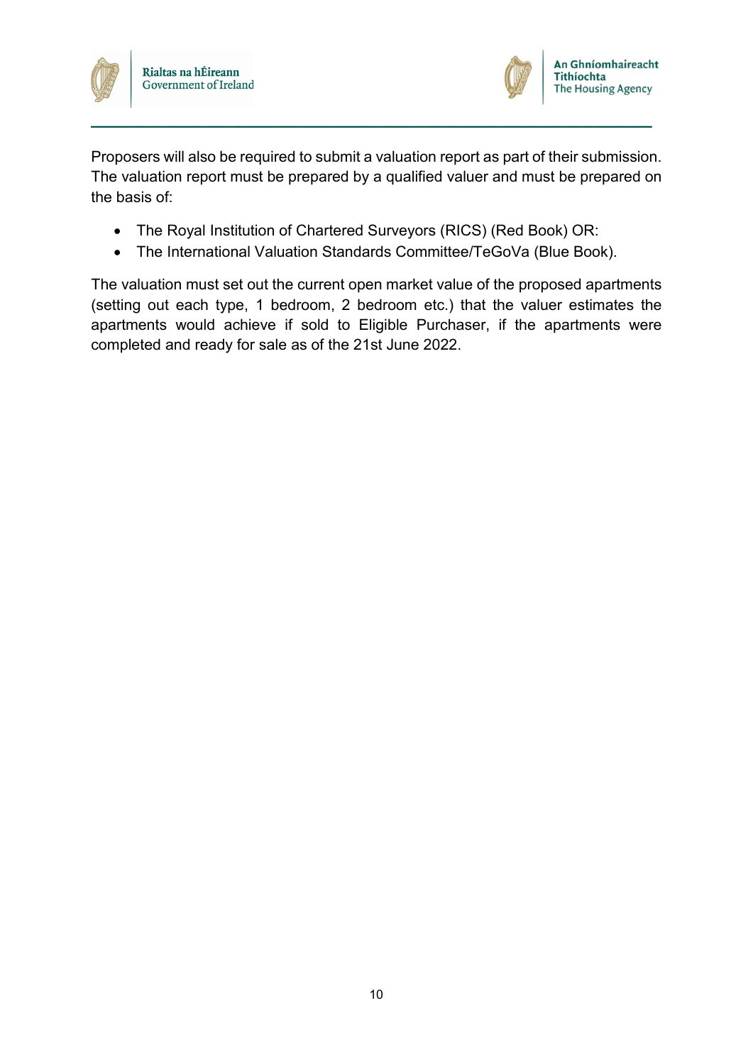Proposers will also be required to submit a valuation report as part of their submission. The valuation report must be prepared by a qualified valuer and must be prepared on the basis of:

- The Royal Institution of Chartered Surveyors (RICS) (Red Book) OR:
- The International Valuation Standards Committee/TeGoVa (Blue Book).

The valuation must set out the current open market value of the proposed apartments (setting out each type, 1 bedroom, 2 bedroom etc.) that the valuer estimates the apartments would achieve if sold to Eligible Purchaser, if the apartments were completed and ready for sale as of the 21st June 2022.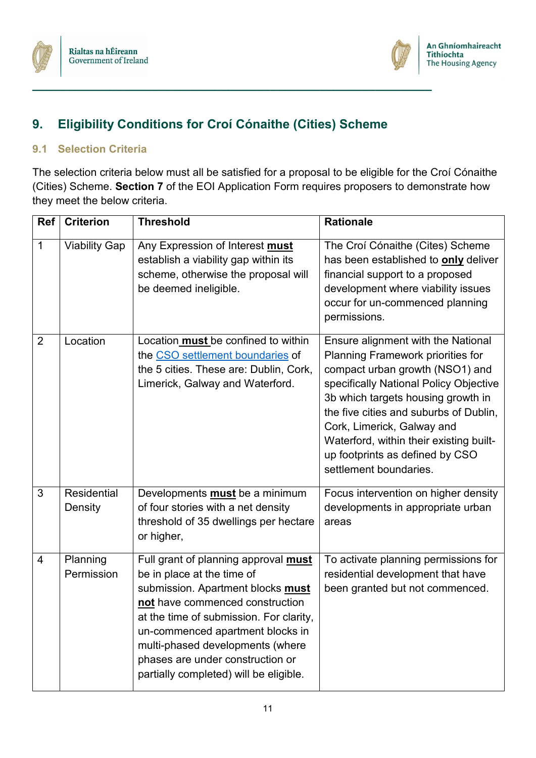## 9. Eligibility Conditions for Croí Cónaithe (Cities) Scheme

### 9.1 Selection Criteria

The selection criteria below must all be satisfied for a proposal to be eligible for the Croí Cónaithe (Cities) Scheme. **Section 7** of the EOI Application Form requires proposers to demonstrate how they meet the below criteria.

| Ref | Criterion | Threshold | Rationale |
|---|---|---|---|
| 1 | Viability Gap | Any Expression of Interest **must** establish a viability gap within its scheme, otherwise the proposal will be deemed ineligible. | The Croí Cónaithe (Cites) Scheme has been established to **only** deliver financial support to a proposed development where viability issues occur for un-commenced planning permissions. |
| 2 | Location | Location **must** be confined to within the CSO settlement boundaries of the 5 cities. These are: Dublin, Cork, Limerick, Galway and Waterford. | Ensure alignment with the National Planning Framework priorities for compact urban growth (NSO1) and specifically National Policy Objective 3b which targets housing growth in the five cities and suburbs of Dublin, Cork, Limerick, Galway and Waterford, within their existing built-up footprints as defined by CSO settlement boundaries. |
| 3 | Residential Density | Developments **must** be a minimum of four stories with a net density threshold of 35 dwellings per hectare or higher, | Focus intervention on higher density developments in appropriate urban areas |
| 4 | Planning Permission | Full grant of planning approval **must** be in place at the time of submission. Apartment blocks **must not** have commenced construction at the time of submission. For clarity, un-commenced apartment blocks in multi-phased developments (where phases are under construction or partially completed) will be eligible. | To activate planning permissions for residential development that have been granted but not commenced. |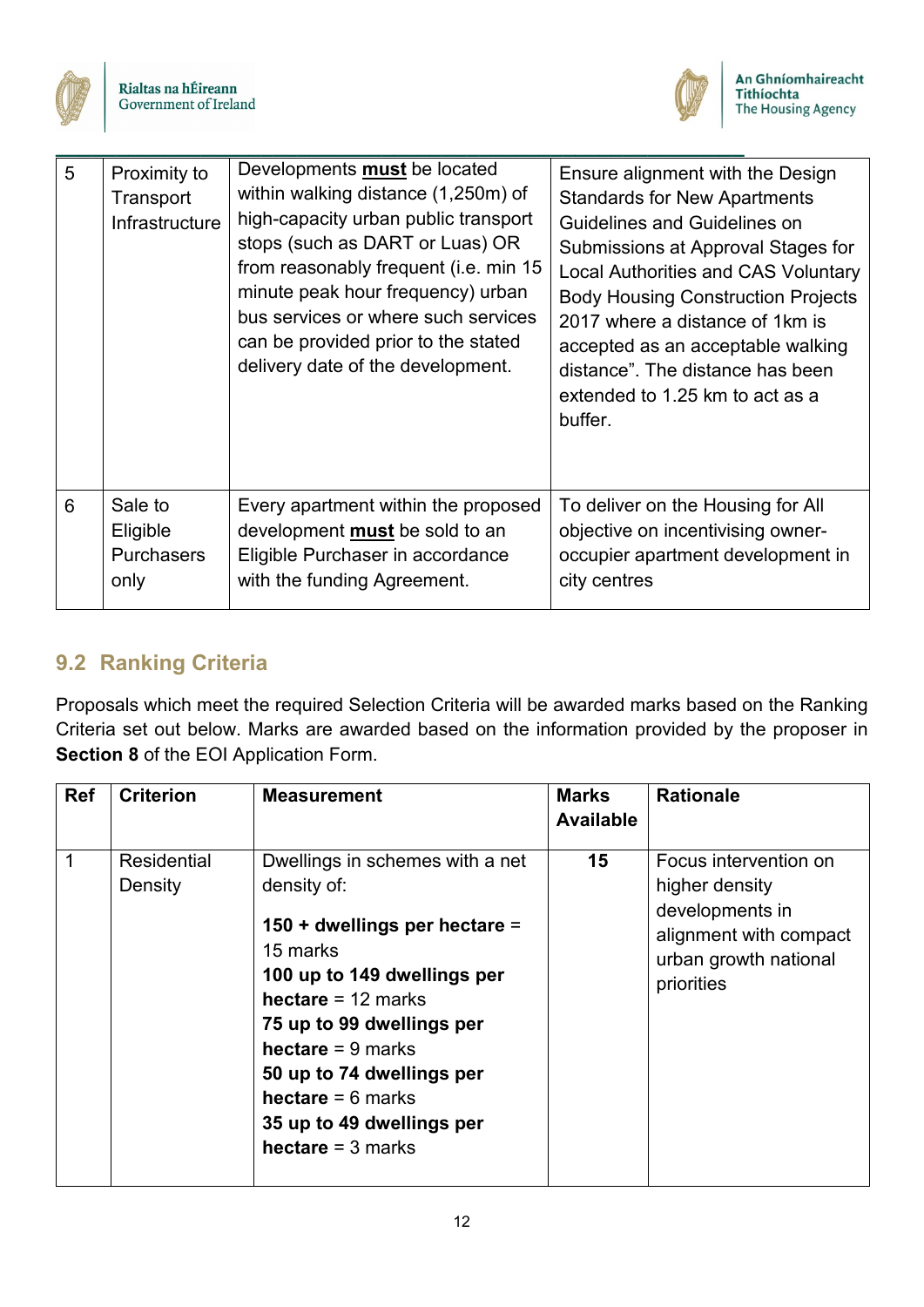| 5 | Proximity to Transport Infrastructure | Developments **must** be located within walking distance (1,250m) of high-capacity urban public transport stops (such as DART or Luas) OR from reasonably frequent (i.e. min 15 minute peak hour frequency) urban bus services or where such services can be provided prior to the stated delivery date of the development. | Ensure alignment with the Design Standards for New Apartments Guidelines and Guidelines on Submissions at Approval Stages for Local Authorities and CAS Voluntary Body Housing Construction Projects 2017 where a distance of 1km is accepted as an acceptable walking distance". The distance has been extended to 1.25 km to act as a buffer. |
|---|---|---|---|
| 6 | Sale to Eligible Purchasers only | Every apartment within the proposed development **must** be sold to an Eligible Purchaser in accordance with the funding Agreement. | To deliver on the Housing for All objective on incentivising owner-occupier apartment development in city centres |

## 9.2 Ranking Criteria

Proposals which meet the required Selection Criteria will be awarded marks based on the Ranking Criteria set out below. Marks are awarded based on the information provided by the proposer in **Section 8** of the EOI Application Form.

| Ref | Criterion | Measurement | Marks Available | Rationale |
|---|---|---|---|---|
| 1 | Residential Density | Dwellings in schemes with a net density of:<br><br>**150 + dwellings per hectare** = 15 marks<br>**100 up to 149 dwellings per hectare** = 12 marks<br>**75 up to 99 dwellings per hectare** = 9 marks<br>**50 up to 74 dwellings per hectare** = 6 marks<br>**35 up to 49 dwellings per hectare** = 3 marks | **15** | Focus intervention on higher density developments in alignment with compact urban growth national priorities |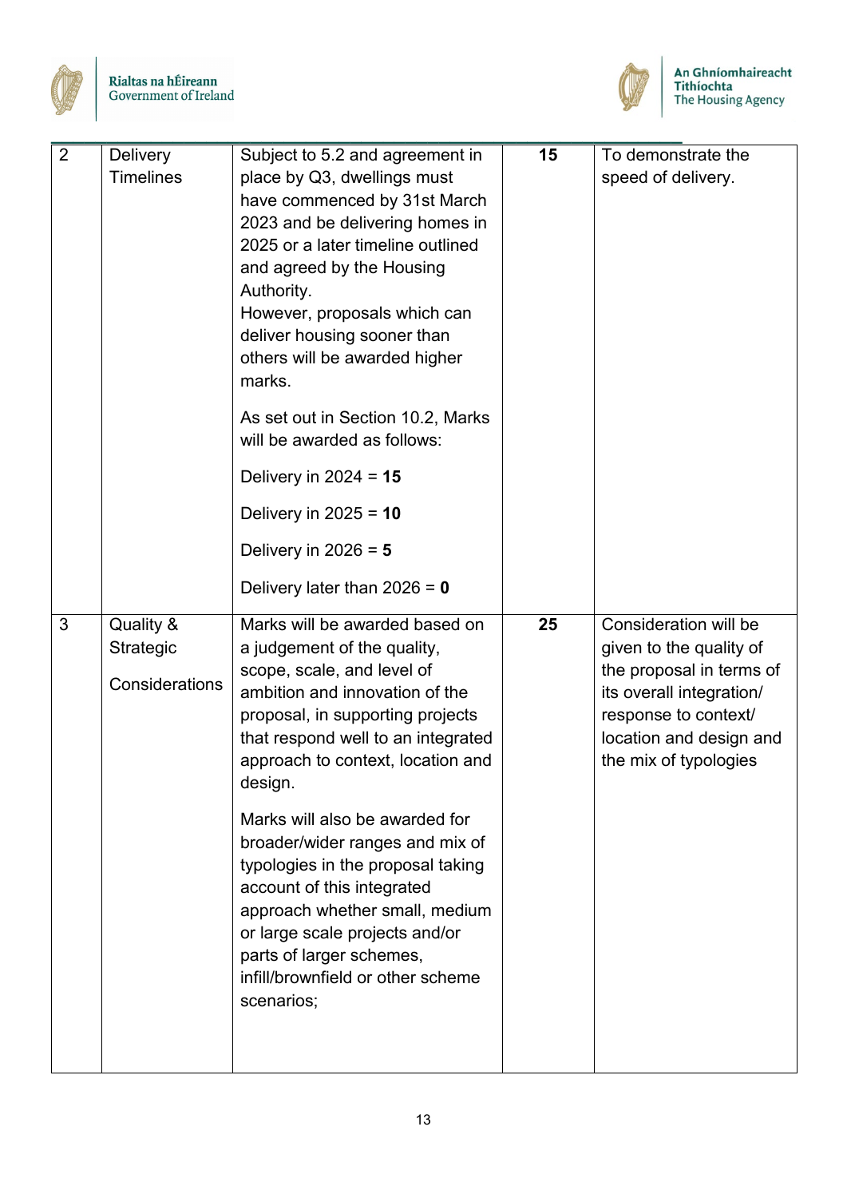| 2 | Delivery Timelines | Subject to 5.2 and agreement in place by Q3, dwellings must have commenced by 31st March 2023 and be delivering homes in 2025 or a later timeline outlined and agreed by the Housing Authority.<br>However, proposals which can deliver housing sooner than others will be awarded higher marks.<br><br>As set out in Section 10.2, Marks will be awarded as follows:<br><br>Delivery in 2024 = **15**<br><br>Delivery in 2025 = **10**<br><br>Delivery in 2026 = **5**<br><br>Delivery later than 2026 = **0** | **15** | To demonstrate the speed of delivery. |
|---|---|---|---|---|
| 3 | Quality & Strategic<br><br>Considerations | Marks will be awarded based on a judgement of the quality, scope, scale, and level of ambition and innovation of the proposal, in supporting projects that respond well to an integrated approach to context, location and design.<br><br>Marks will also be awarded for broader/wider ranges and mix of typologies in the proposal taking account of this integrated approach whether small, medium or large scale projects and/or parts of larger schemes, infill/brownfield or other scheme scenarios; | **25** | Consideration will be given to the quality of the proposal in terms of its overall integration/ response to context/ location and design and the mix of typologies |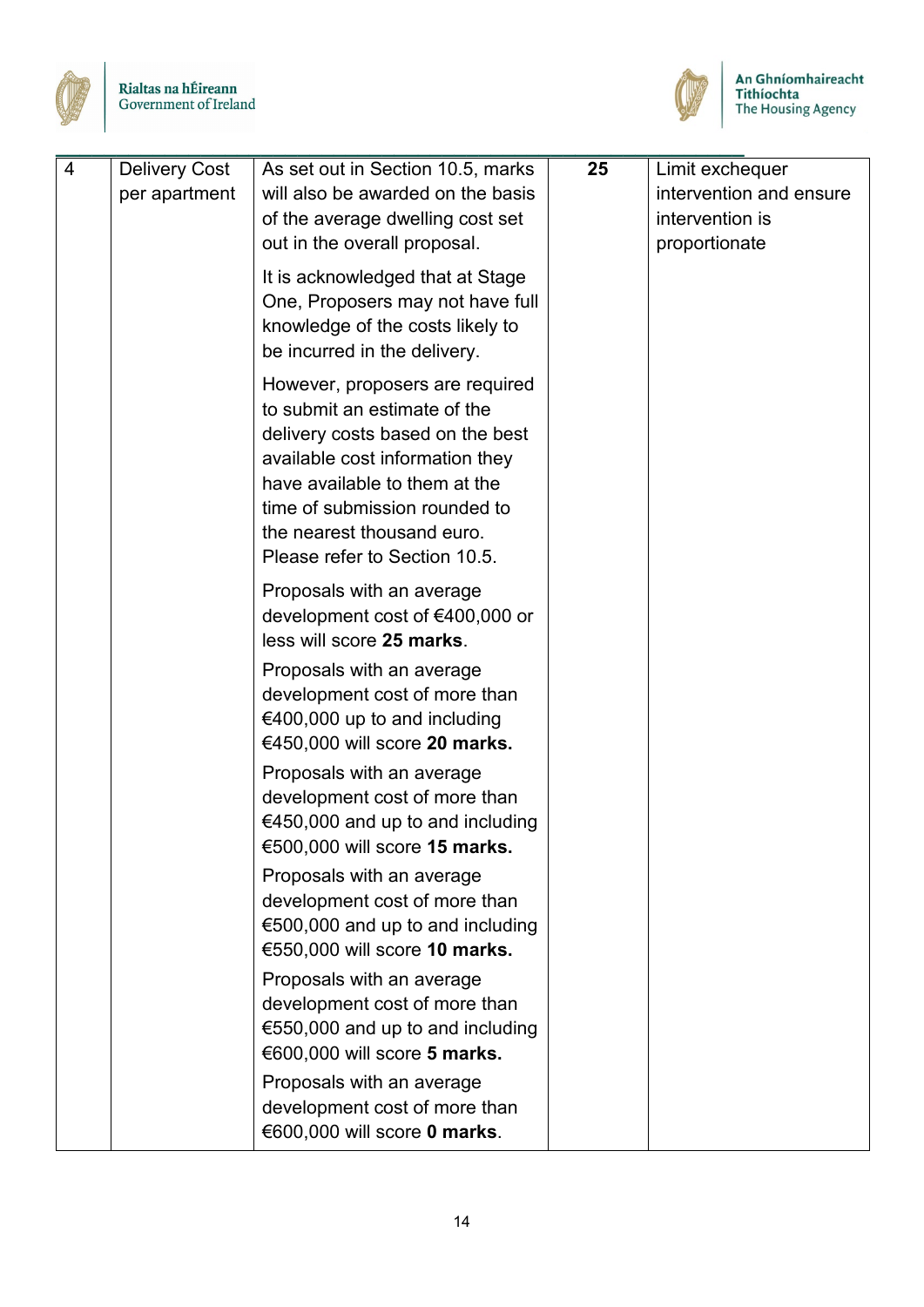| 4 | Delivery Cost per apartment | As set out in Section 10.5, marks will also be awarded on the basis of the average dwelling cost set out in the overall proposal.<br><br>It is acknowledged that at Stage One, Proposers may not have full knowledge of the costs likely to be incurred in the delivery.<br><br>However, proposers are required to submit an estimate of the delivery costs based on the best available cost information they have available to them at the time of submission rounded to the nearest thousand euro. Please refer to Section 10.5.<br><br>Proposals with an average development cost of €400,000 or less will score **25 marks**.<br><br>Proposals with an average development cost of more than €400,000 up to and including €450,000 will score **20 marks.**<br><br>Proposals with an average development cost of more than €450,000 and up to and including €500,000 will score **15 marks.**<br><br>Proposals with an average development cost of more than €500,000 and up to and including €550,000 will score **10 marks.**<br><br>Proposals with an average development cost of more than €550,000 and up to and including €600,000 will score **5 marks.**<br><br>Proposals with an average development cost of more than €600,000 will score **0 marks**. | **25** | Limit exchequer intervention and ensure intervention is proportionate |
|---|---|---|---|---|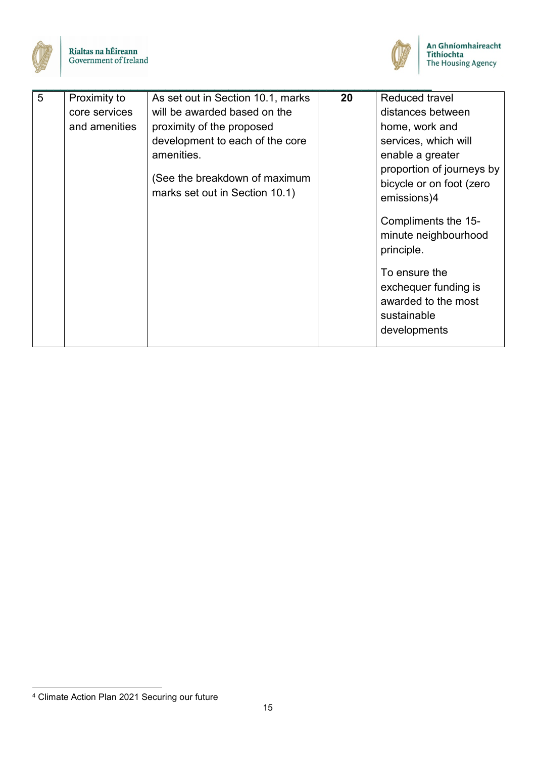| 5 | Proximity to core services and amenities | As set out in Section 10.1, marks will be awarded based on the proximity of the proposed development to each of the core amenities.<br><br>(See the breakdown of maximum marks set out in Section 10.1) | **20** | Reduced travel distances between home, work and services, which will enable a greater proportion of journeys by bicycle or on foot (zero emissions)[4]<br><br>Compliments the 15-minute neighbourhood principle.<br><br>To ensure the exchequer funding is awarded to the most sustainable developments |
|---|---|---|---|---|

[4] Climate Action Plan 2021 Securing our future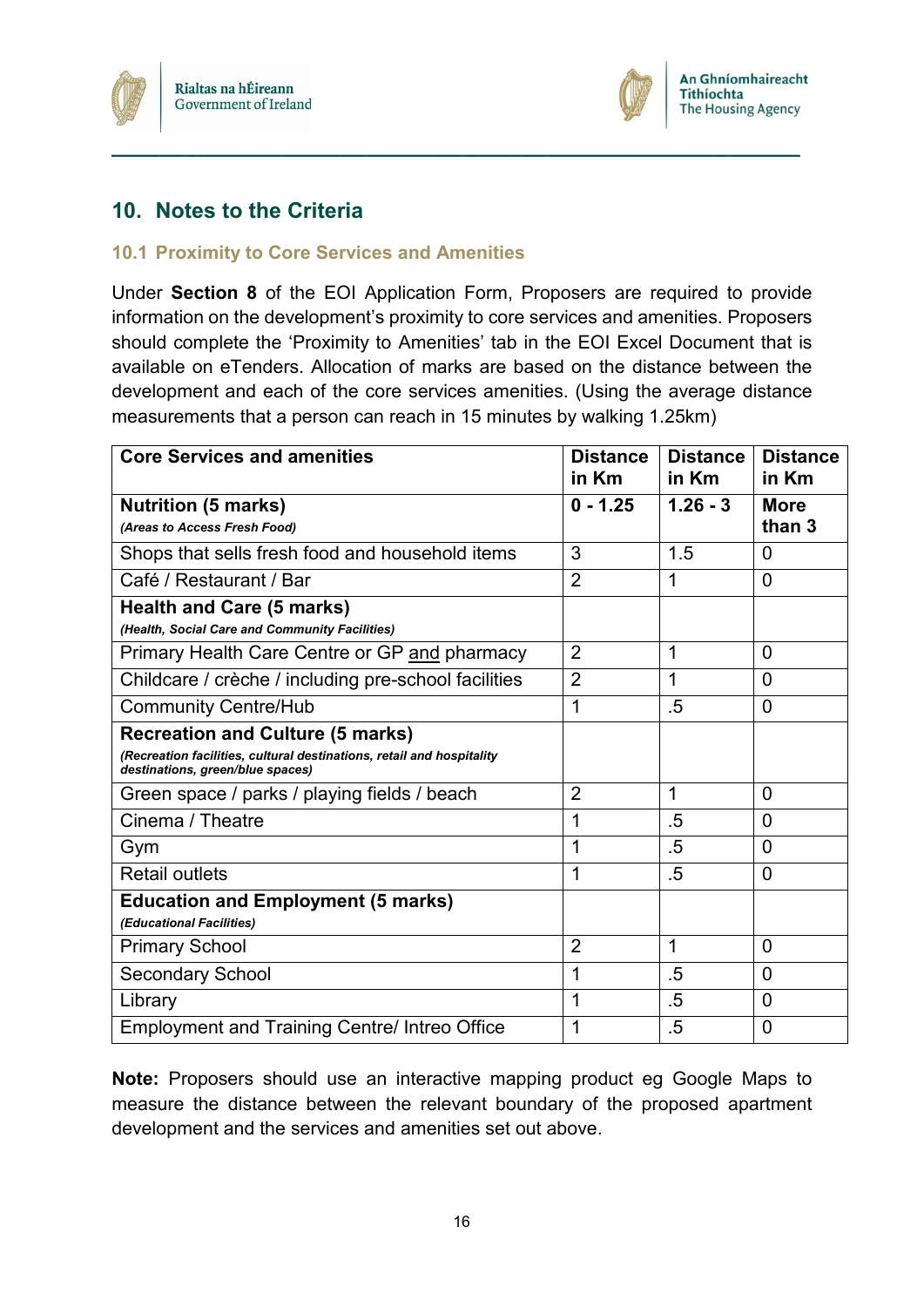## 10. Notes to the Criteria

### 10.1 Proximity to Core Services and Amenities

Under **Section 8** of the EOI Application Form, Proposers are required to provide information on the development's proximity to core services and amenities. Proposers should complete the 'Proximity to Amenities' tab in the EOI Excel Document that is available on eTenders. Allocation of marks are based on the distance between the development and each of the core services amenities. (Using the average distance measurements that a person can reach in 15 minutes by walking 1.25km)

| **Core Services and amenities** | **Distance in Km** | **Distance in Km** | **Distance in Km** |
|---|---|---|---|
| **Nutrition (5 marks)** *(Areas to Access Fresh Food)* | **0 - 1.25** | **1.26 - 3** | **More than 3** |
| Shops that sells fresh food and household items | 3 | 1.5 | 0 |
| Café / Restaurant / Bar | 2 | 1 | 0 |
| **Health and Care (5 marks)** *(Health, Social Care and Community Facilities)* | | | |
| Primary Health Care Centre or GP and pharmacy | 2 | 1 | 0 |
| Childcare / crèche / including pre-school facilities | 2 | 1 | 0 |
| Community Centre/Hub | 1 | .5 | 0 |
| **Recreation and Culture (5 marks)** *(Recreation facilities, cultural destinations, retail and hospitality destinations, green/blue spaces)* | | | |
| Green space / parks / playing fields / beach | 2 | 1 | 0 |
| Cinema / Theatre | 1 | .5 | 0 |
| Gym | 1 | .5 | 0 |
| Retail outlets | 1 | .5 | 0 |
| **Education and Employment (5 marks)** *(Educational Facilities)* | | | |
| Primary School | 2 | 1 | 0 |
| Secondary School | 1 | .5 | 0 |
| Library | 1 | .5 | 0 |
| Employment and Training Centre/ Intreo Office | 1 | .5 | 0 |

**Note:** Proposers should use an interactive mapping product eg Google Maps to measure the distance between the relevant boundary of the proposed apartment development and the services and amenities set out above.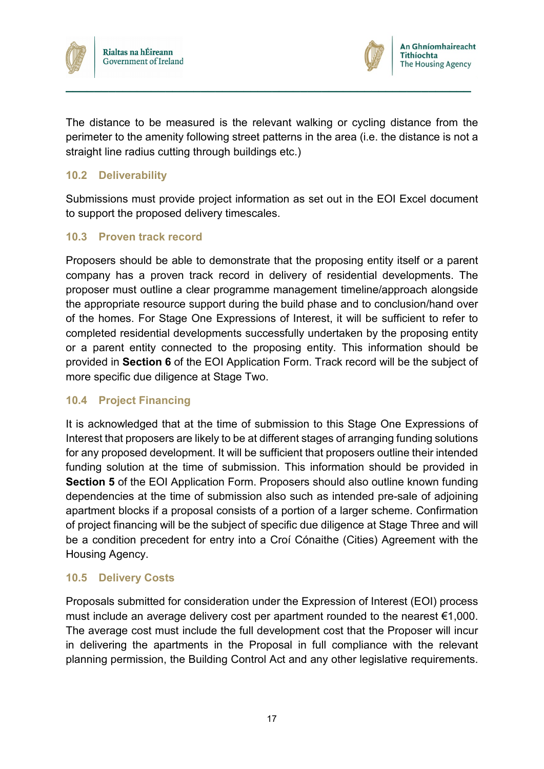The distance to be measured is the relevant walking or cycling distance from the perimeter to the amenity following street patterns in the area (i.e. the distance is not a straight line radius cutting through buildings etc.)

### 10.2 Deliverability

Submissions must provide project information as set out in the EOI Excel document to support the proposed delivery timescales.

### 10.3 Proven track record

Proposers should be able to demonstrate that the proposing entity itself or a parent company has a proven track record in delivery of residential developments. The proposer must outline a clear programme management timeline/approach alongside the appropriate resource support during the build phase and to conclusion/hand over of the homes. For Stage One Expressions of Interest, it will be sufficient to refer to completed residential developments successfully undertaken by the proposing entity or a parent entity connected to the proposing entity. This information should be provided in **Section 6** of the EOI Application Form. Track record will be the subject of more specific due diligence at Stage Two.

### 10.4 Project Financing

It is acknowledged that at the time of submission to this Stage One Expressions of Interest that proposers are likely to be at different stages of arranging funding solutions for any proposed development. It will be sufficient that proposers outline their intended funding solution at the time of submission. This information should be provided in **Section 5** of the EOI Application Form. Proposers should also outline known funding dependencies at the time of submission also such as intended pre-sale of adjoining apartment blocks if a proposal consists of a portion of a larger scheme. Confirmation of project financing will be the subject of specific due diligence at Stage Three and will be a condition precedent for entry into a Croí Cónaithe (Cities) Agreement with the Housing Agency.

### 10.5 Delivery Costs

Proposals submitted for consideration under the Expression of Interest (EOI) process must include an average delivery cost per apartment rounded to the nearest €1,000. The average cost must include the full development cost that the Proposer will incur in delivering the apartments in the Proposal in full compliance with the relevant planning permission, the Building Control Act and any other legislative requirements.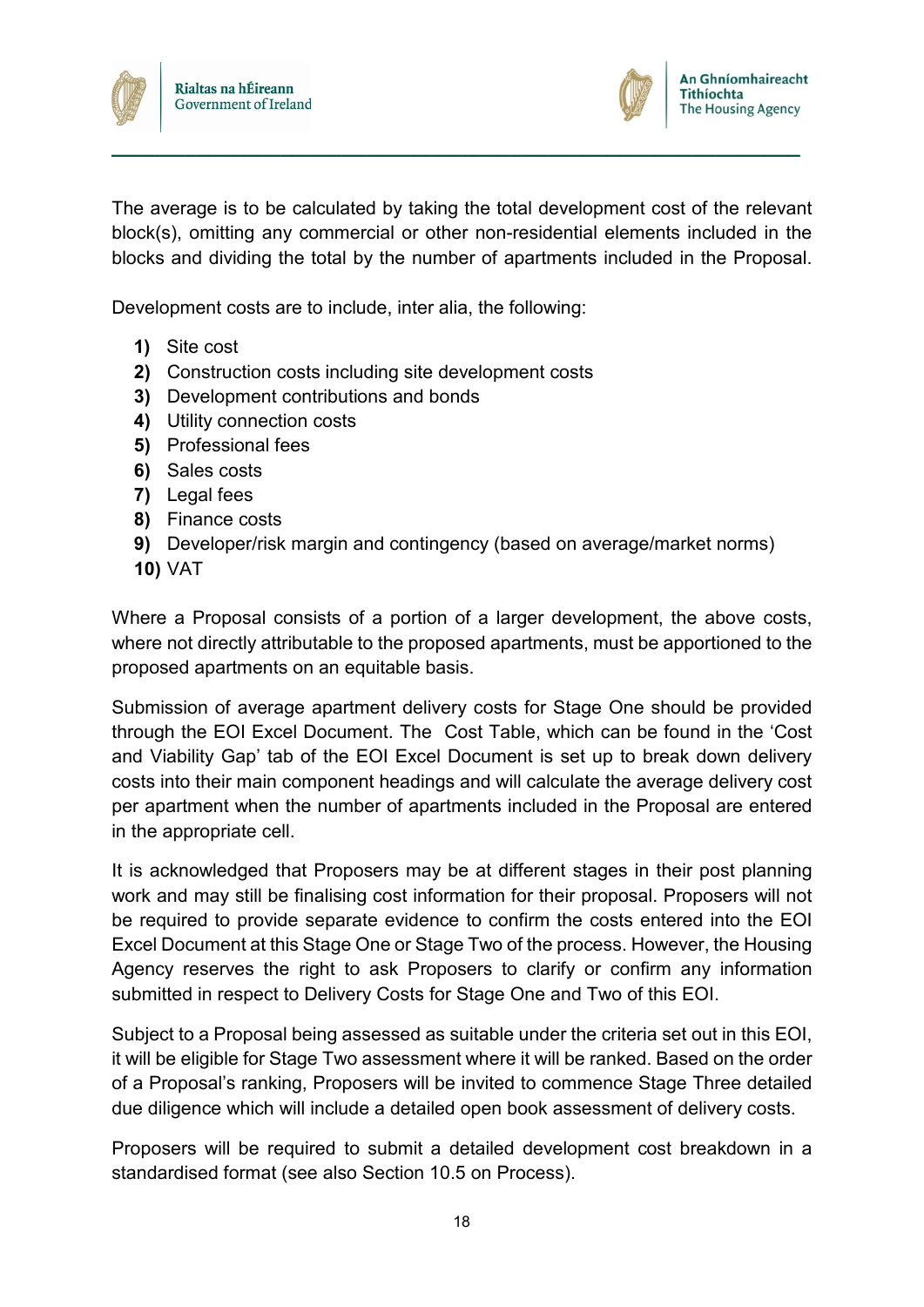The average is to be calculated by taking the total development cost of the relevant block(s), omitting any commercial or other non-residential elements included in the blocks and dividing the total by the number of apartments included in the Proposal.

Development costs are to include, inter alia, the following:

1) Site cost
2) Construction costs including site development costs
3) Development contributions and bonds
4) Utility connection costs
5) Professional fees
6) Sales costs
7) Legal fees
8) Finance costs
9) Developer/risk margin and contingency (based on average/market norms)
10) VAT

Where a Proposal consists of a portion of a larger development, the above costs, where not directly attributable to the proposed apartments, must be apportioned to the proposed apartments on an equitable basis.

Submission of average apartment delivery costs for Stage One should be provided through the EOI Excel Document. The Cost Table, which can be found in the 'Cost and Viability Gap' tab of the EOI Excel Document is set up to break down delivery costs into their main component headings and will calculate the average delivery cost per apartment when the number of apartments included in the Proposal are entered in the appropriate cell.

It is acknowledged that Proposers may be at different stages in their post planning work and may still be finalising cost information for their proposal. Proposers will not be required to provide separate evidence to confirm the costs entered into the EOI Excel Document at this Stage One or Stage Two of the process. However, the Housing Agency reserves the right to ask Proposers to clarify or confirm any information submitted in respect to Delivery Costs for Stage One and Two of this EOI.

Subject to a Proposal being assessed as suitable under the criteria set out in this EOI, it will be eligible for Stage Two assessment where it will be ranked. Based on the order of a Proposal's ranking, Proposers will be invited to commence Stage Three detailed due diligence which will include a detailed open book assessment of delivery costs.

Proposers will be required to submit a detailed development cost breakdown in a standardised format (see also Section 10.5 on Process).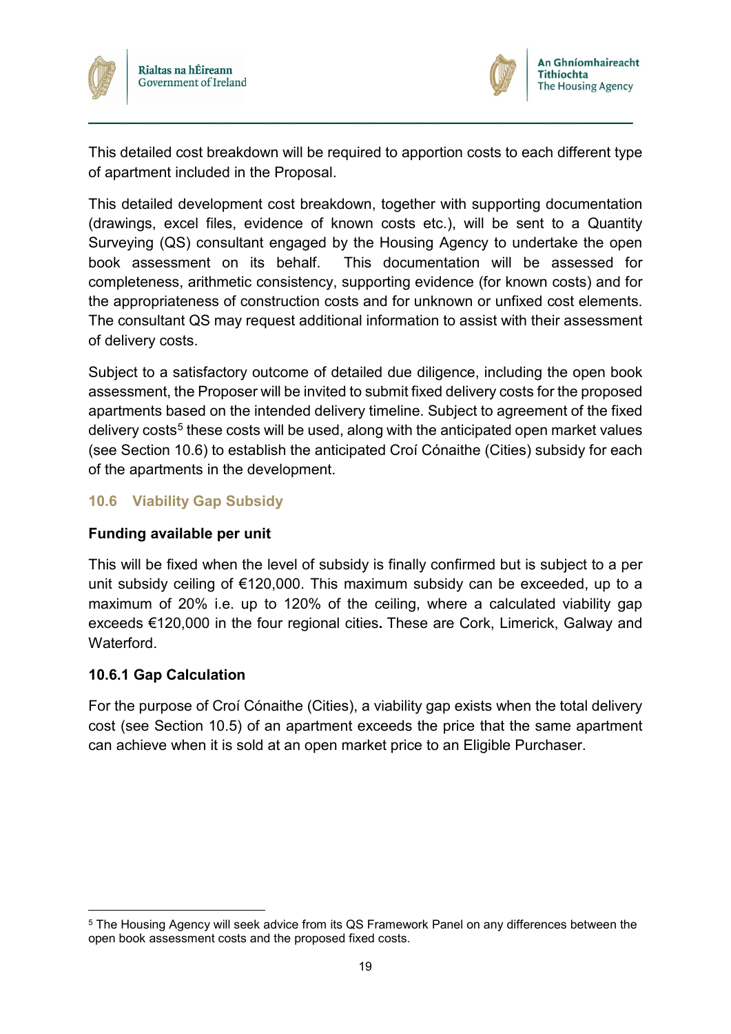This detailed cost breakdown will be required to apportion costs to each different type of apartment included in the Proposal.

This detailed development cost breakdown, together with supporting documentation (drawings, excel files, evidence of known costs etc.), will be sent to a Quantity Surveying (QS) consultant engaged by the Housing Agency to undertake the open book assessment on its behalf. This documentation will be assessed for completeness, arithmetic consistency, supporting evidence (for known costs) and for the appropriateness of construction costs and for unknown or unfixed cost elements. The consultant QS may request additional information to assist with their assessment of delivery costs.

Subject to a satisfactory outcome of detailed due diligence, including the open book assessment, the Proposer will be invited to submit fixed delivery costs for the proposed apartments based on the intended delivery timeline. Subject to agreement of the fixed delivery costs[5] these costs will be used, along with the anticipated open market values (see Section 10.6) to establish the anticipated Croí Cónaithe (Cities) subsidy for each of the apartments in the development.

## 10.6 Viability Gap Subsidy

**Funding available per unit**

This will be fixed when the level of subsidy is finally confirmed but is subject to a per unit subsidy ceiling of €120,000. This maximum subsidy can be exceeded, up to a maximum of 20% i.e. up to 120% of the ceiling, where a calculated viability gap exceeds €120,000 in the four regional cities**.** These are Cork, Limerick, Galway and Waterford.

### 10.6.1 Gap Calculation

For the purpose of Croí Cónaithe (Cities), a viability gap exists when the total delivery cost (see Section 10.5) of an apartment exceeds the price that the same apartment can achieve when it is sold at an open market price to an Eligible Purchaser.

---

[5] The Housing Agency will seek advice from its QS Framework Panel on any differences between the open book assessment costs and the proposed fixed costs.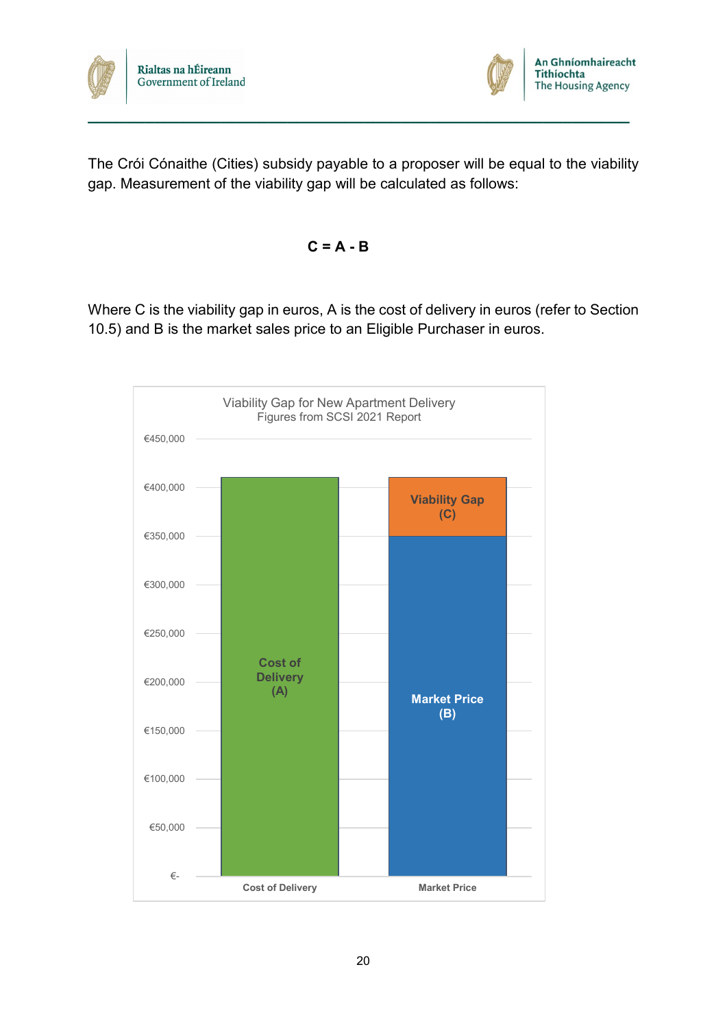The Crói Cónaithe (Cities) subsidy payable to a proposer will be equal to the viability gap. Measurement of the viability gap will be calculated as follows:

$$C = A - B$$

Where C is the viability gap in euros, A is the cost of delivery in euros (refer to Section 10.5) and B is the market sales price to an Eligible Purchaser in euros.

Viability Gap for New Apartment Delivery
Figures from SCSI 2021 Report

Cost of Delivery (A) | Market Price (B) | Viability Gap (C)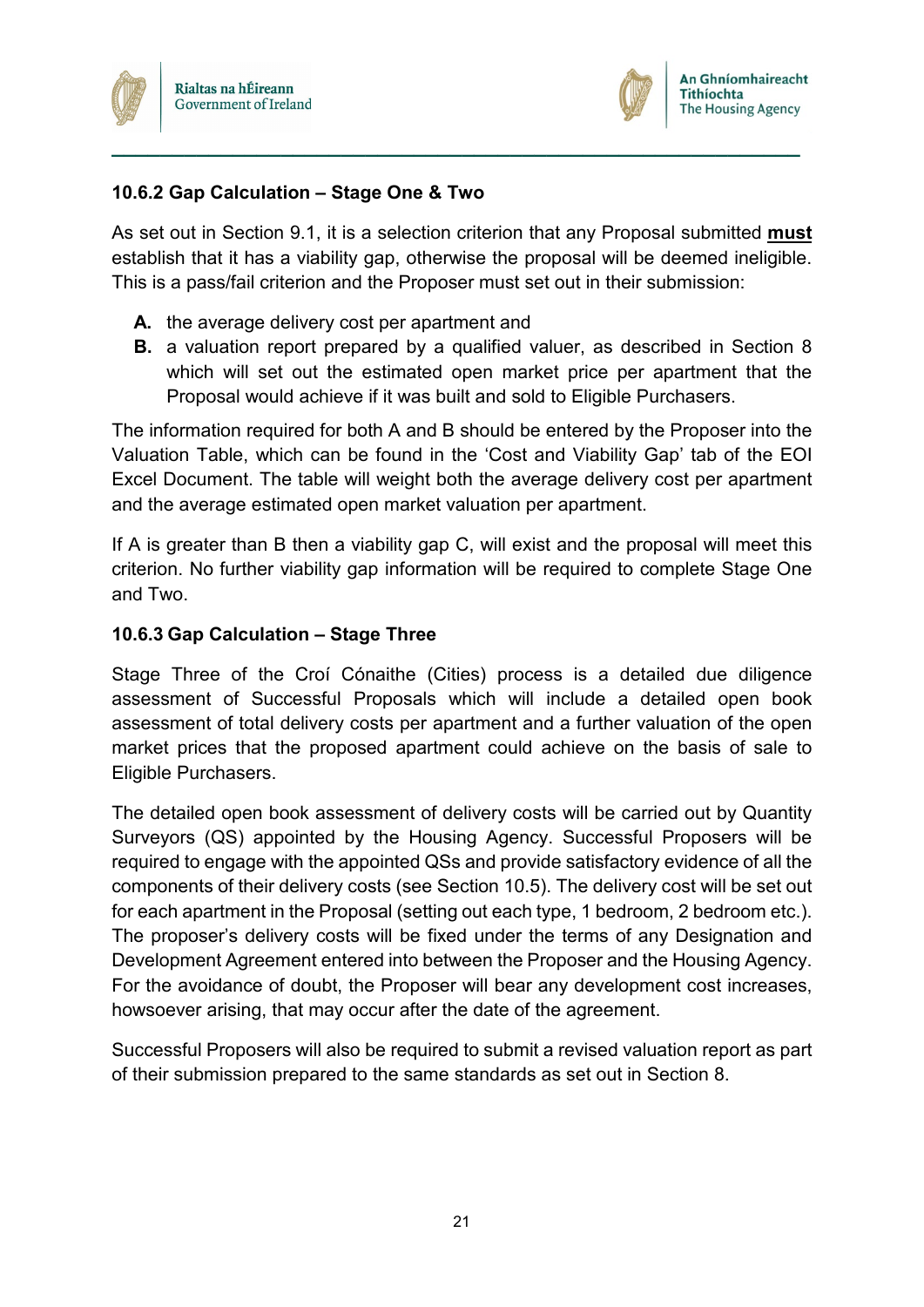### 10.6.2 Gap Calculation – Stage One & Two

As set out in Section 9.1, it is a selection criterion that any Proposal submitted **must** establish that it has a viability gap, otherwise the proposal will be deemed ineligible. This is a pass/fail criterion and the Proposer must set out in their submission:

- **A.** the average delivery cost per apartment and
- **B.** a valuation report prepared by a qualified valuer, as described in Section 8 which will set out the estimated open market price per apartment that the Proposal would achieve if it was built and sold to Eligible Purchasers.

The information required for both A and B should be entered by the Proposer into the Valuation Table, which can be found in the 'Cost and Viability Gap' tab of the EOI Excel Document. The table will weight both the average delivery cost per apartment and the average estimated open market valuation per apartment.

If A is greater than B then a viability gap C, will exist and the proposal will meet this criterion. No further viability gap information will be required to complete Stage One and Two.

### 10.6.3 Gap Calculation – Stage Three

Stage Three of the Croí Cónaithe (Cities) process is a detailed due diligence assessment of Successful Proposals which will include a detailed open book assessment of total delivery costs per apartment and a further valuation of the open market prices that the proposed apartment could achieve on the basis of sale to Eligible Purchasers.

The detailed open book assessment of delivery costs will be carried out by Quantity Surveyors (QS) appointed by the Housing Agency. Successful Proposers will be required to engage with the appointed QSs and provide satisfactory evidence of all the components of their delivery costs (see Section 10.5). The delivery cost will be set out for each apartment in the Proposal (setting out each type, 1 bedroom, 2 bedroom etc.). The proposer's delivery costs will be fixed under the terms of any Designation and Development Agreement entered into between the Proposer and the Housing Agency. For the avoidance of doubt, the Proposer will bear any development cost increases, howsoever arising, that may occur after the date of the agreement.

Successful Proposers will also be required to submit a revised valuation report as part of their submission prepared to the same standards as set out in Section 8.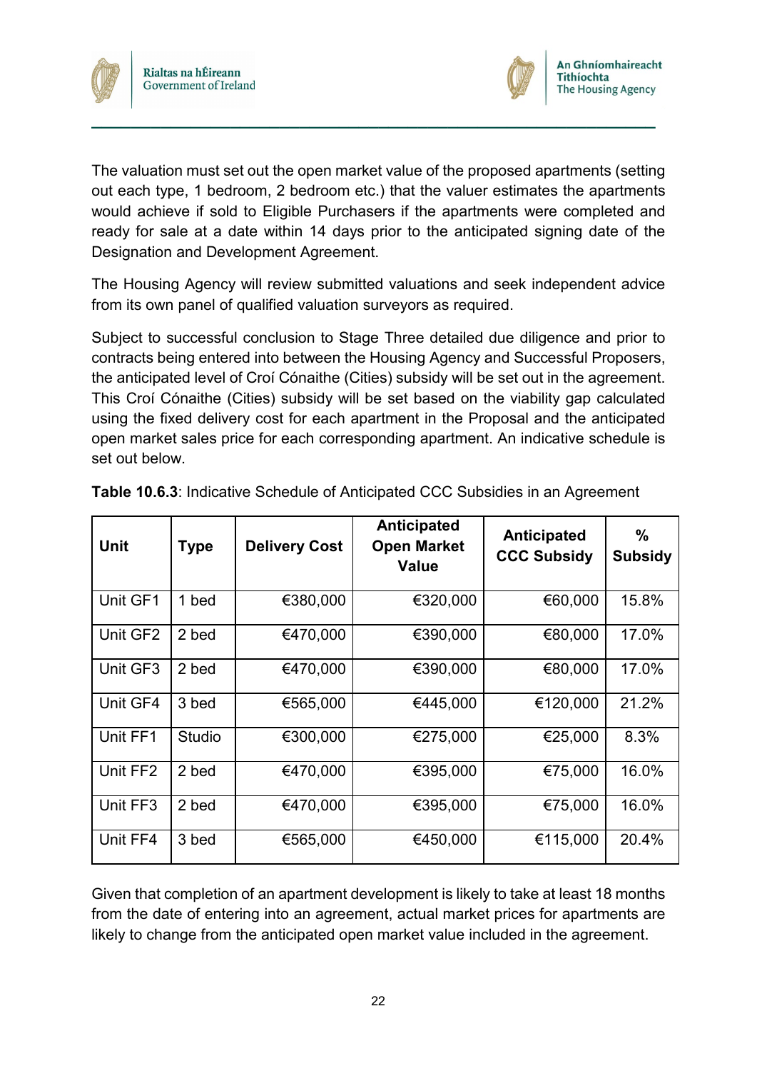The valuation must set out the open market value of the proposed apartments (setting out each type, 1 bedroom, 2 bedroom etc.) that the valuer estimates the apartments would achieve if sold to Eligible Purchasers if the apartments were completed and ready for sale at a date within 14 days prior to the anticipated signing date of the Designation and Development Agreement.

The Housing Agency will review submitted valuations and seek independent advice from its own panel of qualified valuation surveyors as required.

Subject to successful conclusion to Stage Three detailed due diligence and prior to contracts being entered into between the Housing Agency and Successful Proposers, the anticipated level of Croí Cónaithe (Cities) subsidy will be set out in the agreement. This Croí Cónaithe (Cities) subsidy will be set based on the viability gap calculated using the fixed delivery cost for each apartment in the Proposal and the anticipated open market sales price for each corresponding apartment. An indicative schedule is set out below.

**Table 10.6.3**: Indicative Schedule of Anticipated CCC Subsidies in an Agreement

| Unit | Type | Delivery Cost | Anticipated Open Market Value | Anticipated CCC Subsidy | % Subsidy |
|---|---|---|---|---|---|
| Unit GF1 | 1 bed | €380,000 | €320,000 | €60,000 | 15.8% |
| Unit GF2 | 2 bed | €470,000 | €390,000 | €80,000 | 17.0% |
| Unit GF3 | 2 bed | €470,000 | €390,000 | €80,000 | 17.0% |
| Unit GF4 | 3 bed | €565,000 | €445,000 | €120,000 | 21.2% |
| Unit FF1 | Studio | €300,000 | €275,000 | €25,000 | 8.3% |
| Unit FF2 | 2 bed | €470,000 | €395,000 | €75,000 | 16.0% |
| Unit FF3 | 2 bed | €470,000 | €395,000 | €75,000 | 16.0% |
| Unit FF4 | 3 bed | €565,000 | €450,000 | €115,000 | 20.4% |

Given that completion of an apartment development is likely to take at least 18 months from the date of entering into an agreement, actual market prices for apartments are likely to change from the anticipated open market value included in the agreement.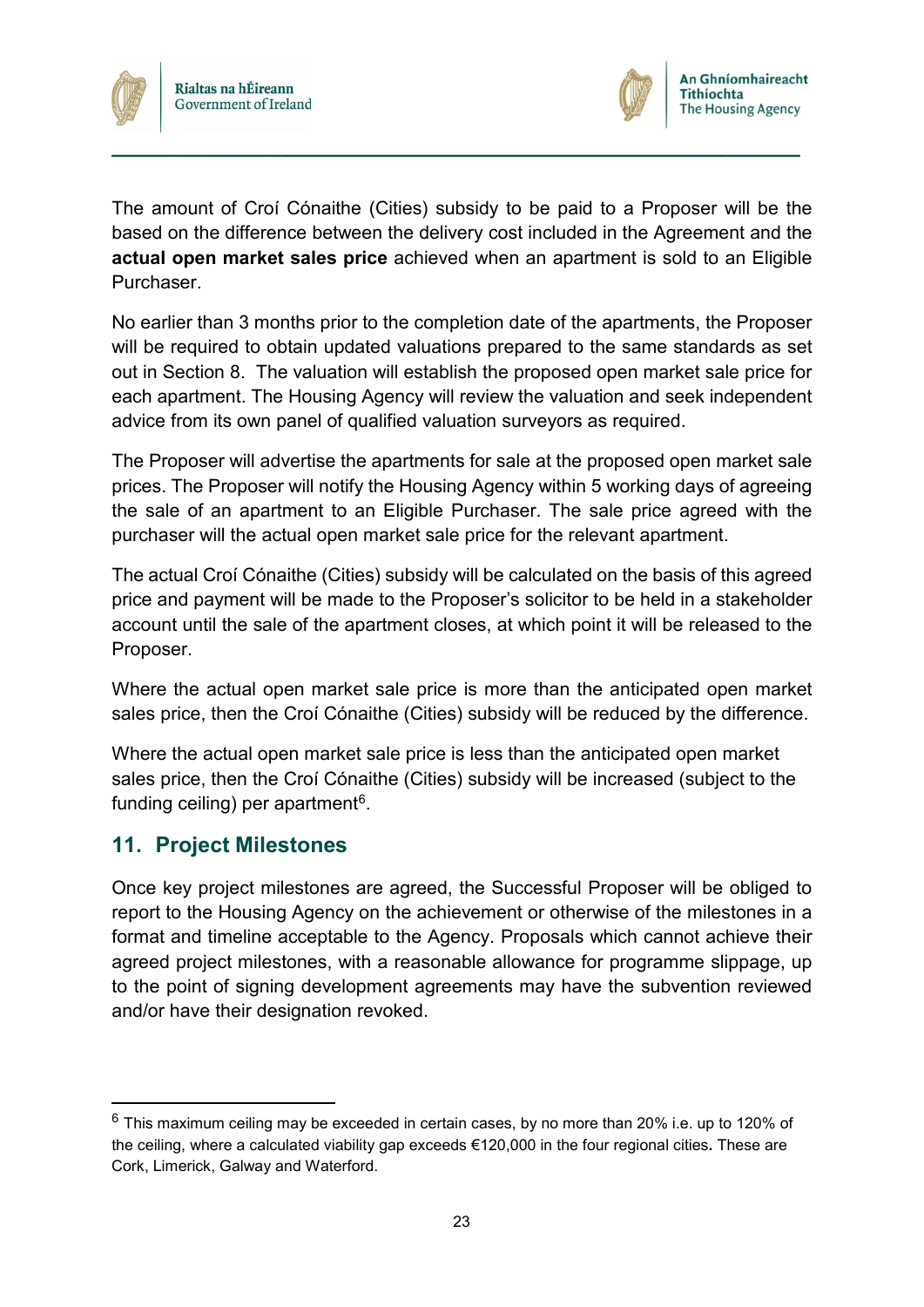The amount of Croí Cónaithe (Cities) subsidy to be paid to a Proposer will be the based on the difference between the delivery cost included in the Agreement and the **actual open market sales price** achieved when an apartment is sold to an Eligible Purchaser.

No earlier than 3 months prior to the completion date of the apartments, the Proposer will be required to obtain updated valuations prepared to the same standards as set out in Section 8. The valuation will establish the proposed open market sale price for each apartment. The Housing Agency will review the valuation and seek independent advice from its own panel of qualified valuation surveyors as required.

The Proposer will advertise the apartments for sale at the proposed open market sale prices. The Proposer will notify the Housing Agency within 5 working days of agreeing the sale of an apartment to an Eligible Purchaser. The sale price agreed with the purchaser will the actual open market sale price for the relevant apartment.

The actual Croí Cónaithe (Cities) subsidy will be calculated on the basis of this agreed price and payment will be made to the Proposer's solicitor to be held in a stakeholder account until the sale of the apartment closes, at which point it will be released to the Proposer.

Where the actual open market sale price is more than the anticipated open market sales price, then the Croí Cónaithe (Cities) subsidy will be reduced by the difference.

Where the actual open market sale price is less than the anticipated open market sales price, then the Croí Cónaithe (Cities) subsidy will be increased (subject to the funding ceiling) per apartment[6].

## 11. Project Milestones

Once key project milestones are agreed, the Successful Proposer will be obliged to report to the Housing Agency on the achievement or otherwise of the milestones in a format and timeline acceptable to the Agency. Proposals which cannot achieve their agreed project milestones, with a reasonable allowance for programme slippage, up to the point of signing development agreements may have the subvention reviewed and/or have their designation revoked.

---

[6] This maximum ceiling may be exceeded in certain cases, by no more than 20% i.e. up to 120% of the ceiling, where a calculated viability gap exceeds €120,000 in the four regional cities**.** These are Cork, Limerick, Galway and Waterford.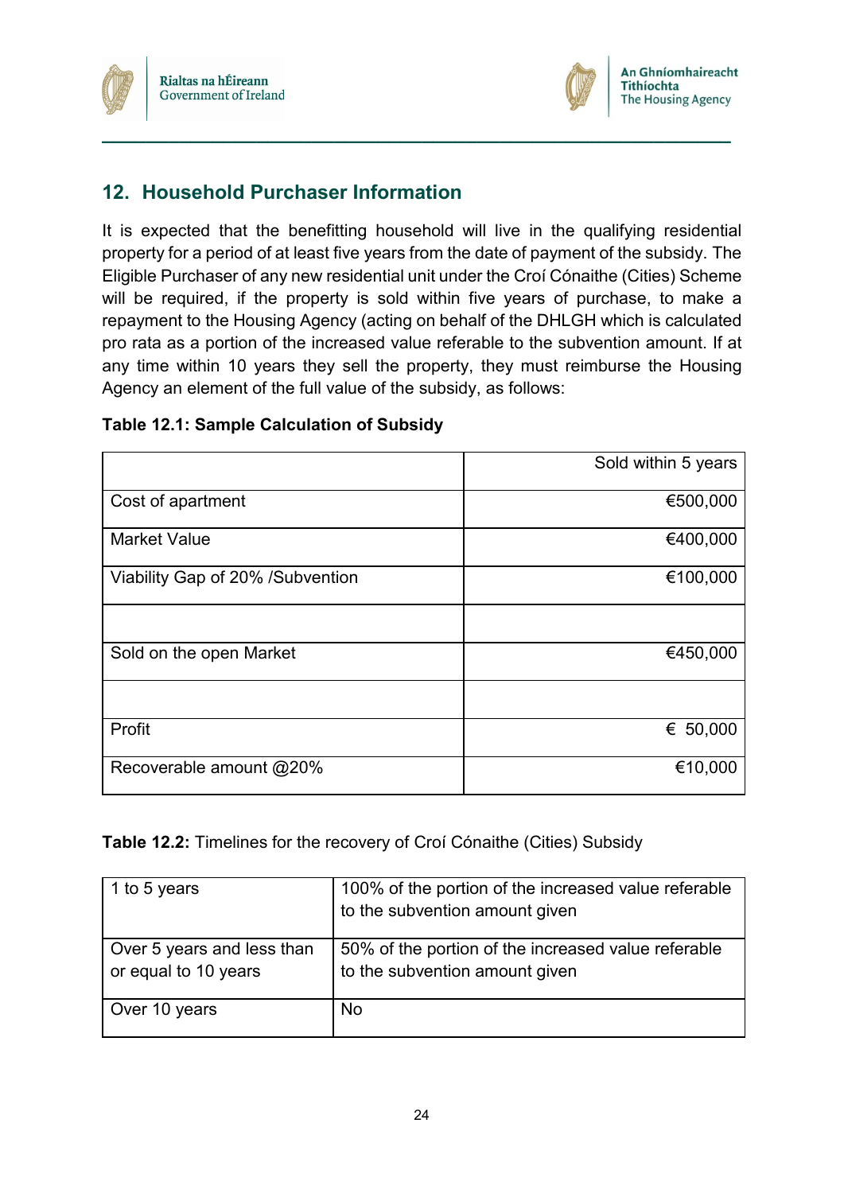## 12. Household Purchaser Information

It is expected that the benefitting household will live in the qualifying residential property for a period of at least five years from the date of payment of the subsidy. The Eligible Purchaser of any new residential unit under the Croí Cónaithe (Cities) Scheme will be required, if the property is sold within five years of purchase, to make a repayment to the Housing Agency (acting on behalf of the DHLGH which is calculated pro rata as a portion of the increased value referable to the subvention amount. If at any time within 10 years they sell the property, they must reimburse the Housing Agency an element of the full value of the subsidy, as follows:

**Table 12.1: Sample Calculation of Subsidy**

| | Sold within 5 years |
|---|---:|
| Cost of apartment | €500,000 |
| Market Value | €400,000 |
| Viability Gap of 20% /Subvention | €100,000 |
| | |
| Sold on the open Market | €450,000 |
| | |
| Profit | € 50,000 |
| Recoverable amount @20% | €10,000 |

**Table 12.2:** Timelines for the recovery of Croí Cónaithe (Cities) Subsidy

| | |
|---|---|
| 1 to 5 years | 100% of the portion of the increased value referable to the subvention amount given |
| Over 5 years and less than or equal to 10 years | 50% of the portion of the increased value referable to the subvention amount given |
| Over 10 years | No |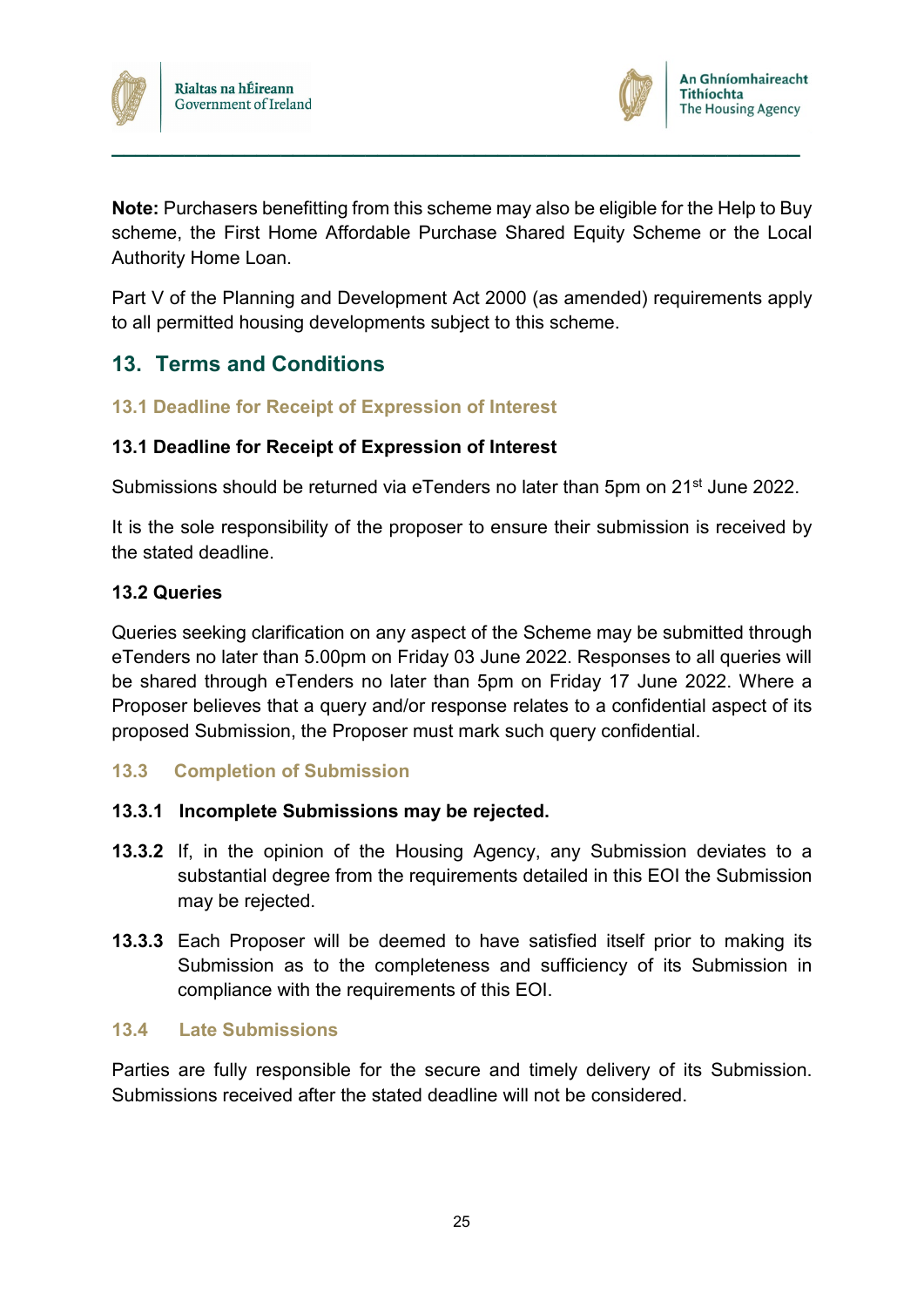**Note:** Purchasers benefitting from this scheme may also be eligible for the Help to Buy scheme, the First Home Affordable Purchase Shared Equity Scheme or the Local Authority Home Loan.

Part V of the Planning and Development Act 2000 (as amended) requirements apply to all permitted housing developments subject to this scheme.

## 13. Terms and Conditions

### 13.1 Deadline for Receipt of Expression of Interest

**13.1 Deadline for Receipt of Expression of Interest**

Submissions should be returned via eTenders no later than 5pm on 21st June 2022.

It is the sole responsibility of the proposer to ensure their submission is received by the stated deadline.

**13.2 Queries**

Queries seeking clarification on any aspect of the Scheme may be submitted through eTenders no later than 5.00pm on Friday 03 June 2022. Responses to all queries will be shared through eTenders no later than 5pm on Friday 17 June 2022. Where a Proposer believes that a query and/or response relates to a confidential aspect of its proposed Submission, the Proposer must mark such query confidential.

### 13.3 Completion of Submission

**13.3.1 Incomplete Submissions may be rejected.**

**13.3.2** If, in the opinion of the Housing Agency, any Submission deviates to a substantial degree from the requirements detailed in this EOI the Submission may be rejected.

**13.3.3** Each Proposer will be deemed to have satisfied itself prior to making its Submission as to the completeness and sufficiency of its Submission in compliance with the requirements of this EOI.

### 13.4 Late Submissions

Parties are fully responsible for the secure and timely delivery of its Submission. Submissions received after the stated deadline will not be considered.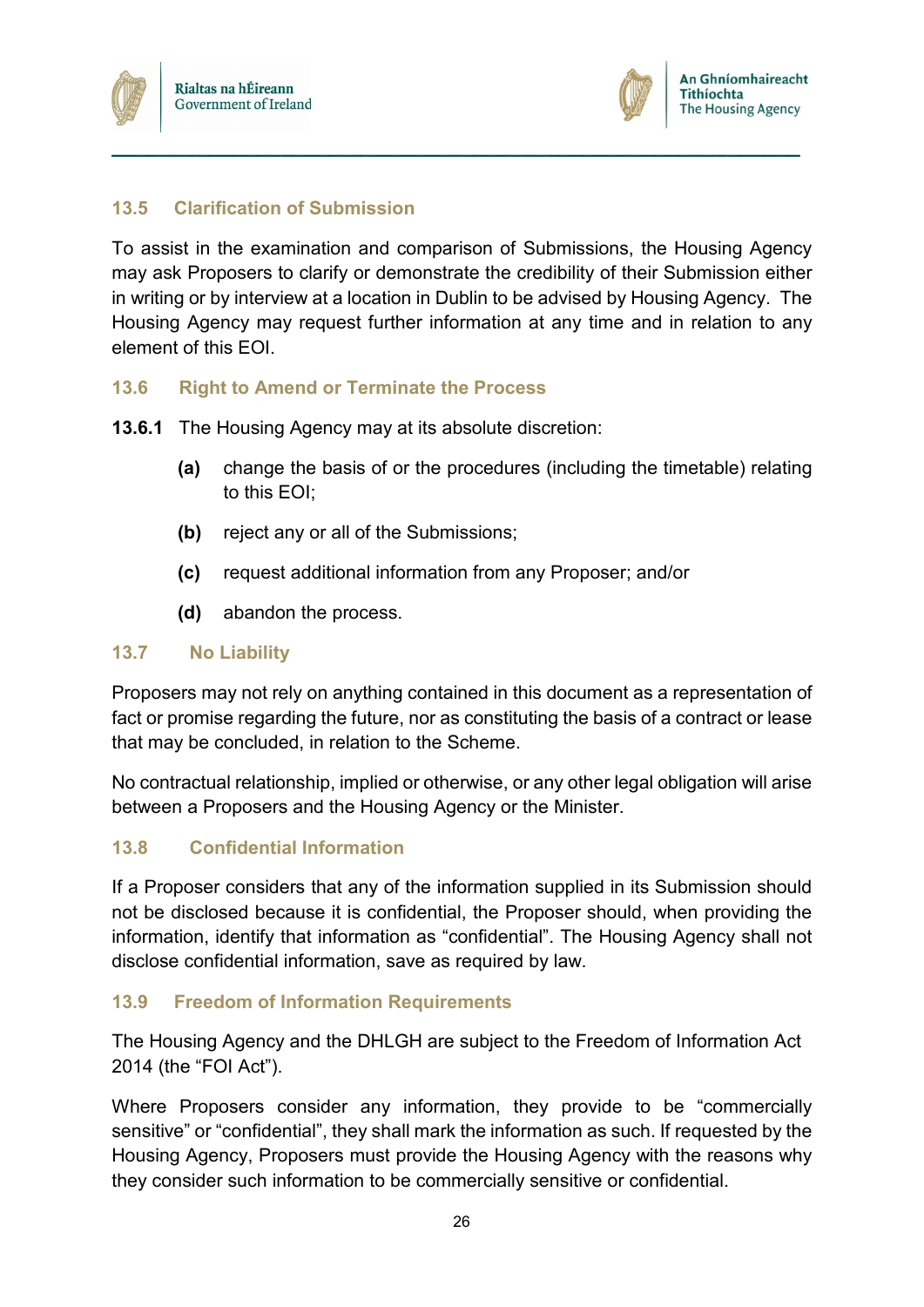### 13.5 Clarification of Submission

To assist in the examination and comparison of Submissions, the Housing Agency may ask Proposers to clarify or demonstrate the credibility of their Submission either in writing or by interview at a location in Dublin to be advised by Housing Agency. The Housing Agency may request further information at any time and in relation to any element of this EOI.

### 13.6 Right to Amend or Terminate the Process

**13.6.1** The Housing Agency may at its absolute discretion:

- **(a)** change the basis of or the procedures (including the timetable) relating to this EOI;
- **(b)** reject any or all of the Submissions;
- **(c)** request additional information from any Proposer; and/or
- **(d)** abandon the process.

### 13.7 No Liability

Proposers may not rely on anything contained in this document as a representation of fact or promise regarding the future, nor as constituting the basis of a contract or lease that may be concluded, in relation to the Scheme.

No contractual relationship, implied or otherwise, or any other legal obligation will arise between a Proposers and the Housing Agency or the Minister.

### 13.8 Confidential Information

If a Proposer considers that any of the information supplied in its Submission should not be disclosed because it is confidential, the Proposer should, when providing the information, identify that information as "confidential". The Housing Agency shall not disclose confidential information, save as required by law.

### 13.9 Freedom of Information Requirements

The Housing Agency and the DHLGH are subject to the Freedom of Information Act 2014 (the "FOI Act").

Where Proposers consider any information, they provide to be "commercially sensitive" or "confidential", they shall mark the information as such. If requested by the Housing Agency, Proposers must provide the Housing Agency with the reasons why they consider such information to be commercially sensitive or confidential.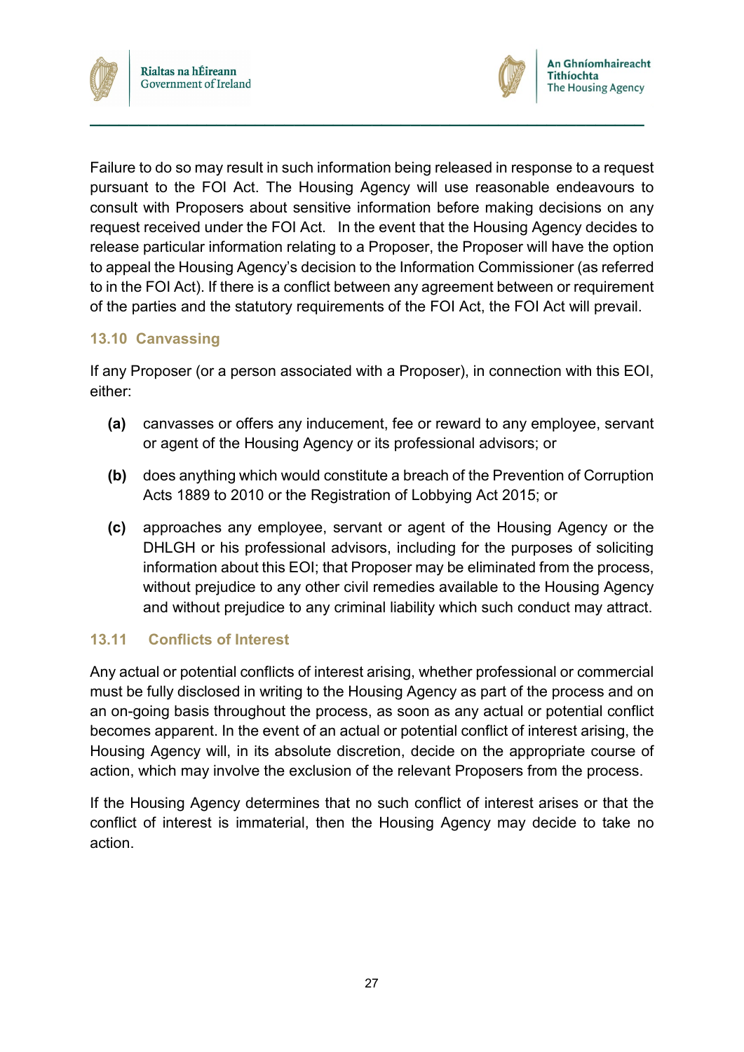Failure to do so may result in such information being released in response to a request pursuant to the FOI Act. The Housing Agency will use reasonable endeavours to consult with Proposers about sensitive information before making decisions on any request received under the FOI Act. In the event that the Housing Agency decides to release particular information relating to a Proposer, the Proposer will have the option to appeal the Housing Agency's decision to the Information Commissioner (as referred to in the FOI Act). If there is a conflict between any agreement between or requirement of the parties and the statutory requirements of the FOI Act, the FOI Act will prevail.

### 13.10 Canvassing

If any Proposer (or a person associated with a Proposer), in connection with this EOI, either:

**(a)** canvasses or offers any inducement, fee or reward to any employee, servant or agent of the Housing Agency or its professional advisors; or

**(b)** does anything which would constitute a breach of the Prevention of Corruption Acts 1889 to 2010 or the Registration of Lobbying Act 2015; or

**(c)** approaches any employee, servant or agent of the Housing Agency or the DHLGH or his professional advisors, including for the purposes of soliciting information about this EOI; that Proposer may be eliminated from the process, without prejudice to any other civil remedies available to the Housing Agency and without prejudice to any criminal liability which such conduct may attract.

### 13.11 Conflicts of Interest

Any actual or potential conflicts of interest arising, whether professional or commercial must be fully disclosed in writing to the Housing Agency as part of the process and on an on-going basis throughout the process, as soon as any actual or potential conflict becomes apparent. In the event of an actual or potential conflict of interest arising, the Housing Agency will, in its absolute discretion, decide on the appropriate course of action, which may involve the exclusion of the relevant Proposers from the process.

If the Housing Agency determines that no such conflict of interest arises or that the conflict of interest is immaterial, then the Housing Agency may decide to take no action.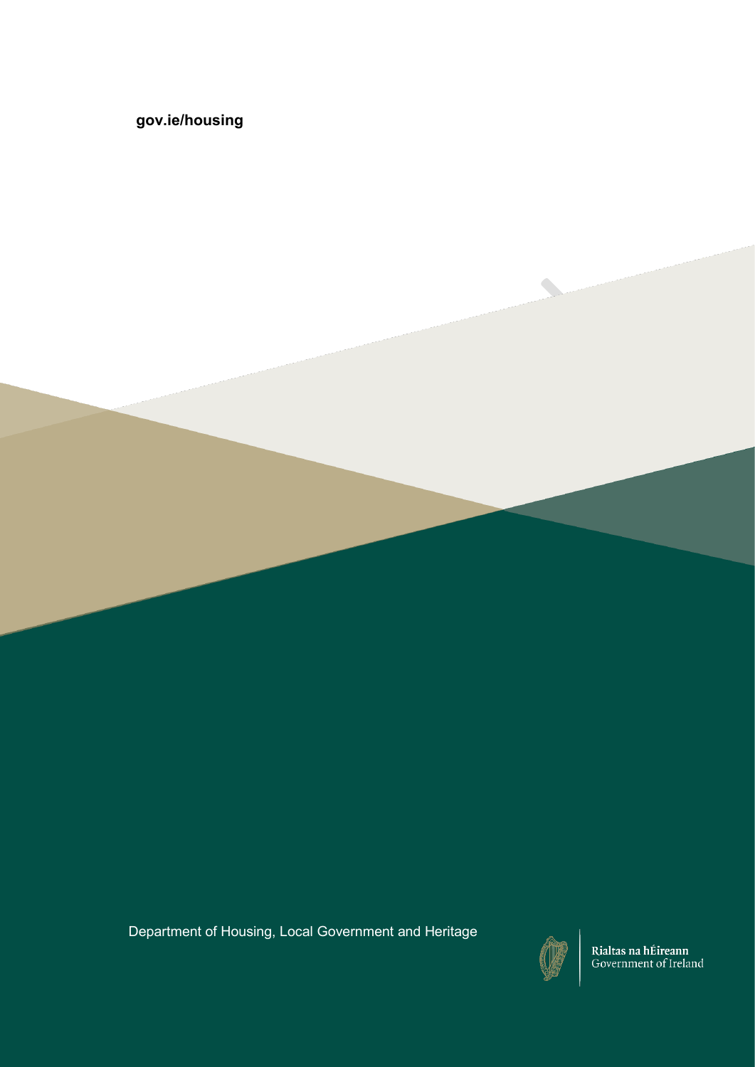**gov.ie/housing**

Department of Housing, Local Government and Heritage

Rialtas na hÉireann
Government of Ireland